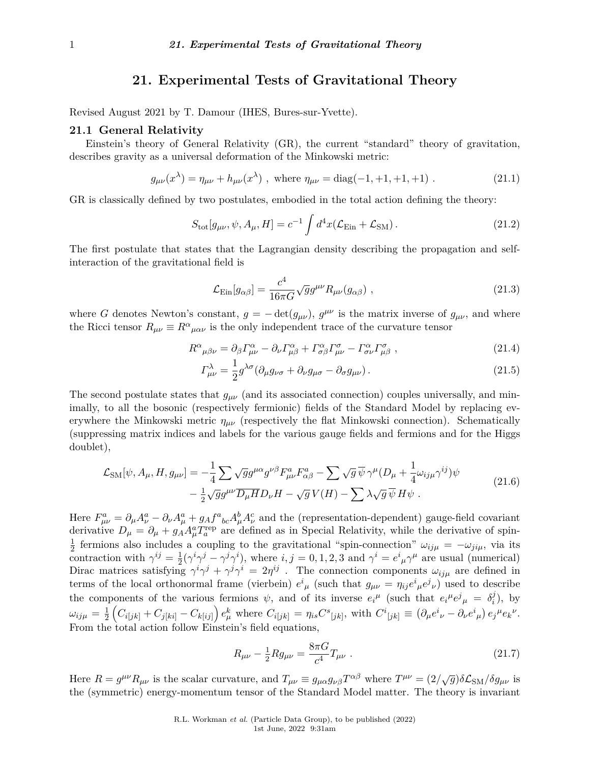# 21. Experimental Tests of Gravitational Theory

Revised August 2021 by T. Damour (IHES, Bures-sur-Yvette).

## 21.1 General Relativity

Einstein's theory of General Relativity (GR), the current "standard" theory of gravitation, describes gravity as a universal deformation of the Minkowski metric:

$$g_{\mu\nu}(x^\lambda) = \eta_{\mu\nu} + h_{\mu\nu}(x^\lambda)\ ,\ \text{where}\ \eta_{\mu\nu} = \mathrm{diag}(-1,+1,+1,+1)\ . \tag{21.1}$$

GR is classically defined by two postulates, embodied in the total action defining the theory:

$$S_{\rm tot}[g_{\mu\nu}, \psi, A_\mu, H] = c^{-1}\int d^4x(\mathcal{L}_{\rm Ein} + \mathcal{L}_{\rm SM})\,. \tag{21.2}$$

The first postulate that states that the Lagrangian density describing the propagation and self-interaction of the gravitational field is

$$\mathcal{L}_{\rm Ein}[g_{\alpha\beta}] = \frac{c^4}{16\pi G}\sqrt{g}g^{\mu\nu}R_{\mu\nu}(g_{\alpha\beta})\ , \tag{21.3}$$

where $G$ denotes Newton's constant, $g = -\det(g_{\mu\nu})$, $g^{\mu\nu}$ is the matrix inverse of $g_{\mu\nu}$, and where the Ricci tensor $R_{\mu\nu} \equiv R^\alpha{}_{\mu\alpha\nu}$ is the only independent trace of the curvature tensor

$$R^\alpha{}_{\mu\beta\nu} = \partial_\beta \Gamma^\alpha_{\mu\nu} - \partial_\nu \Gamma^\alpha_{\mu\beta} + \Gamma^\alpha_{\sigma\beta}\Gamma^\sigma_{\mu\nu} - \Gamma^\alpha_{\sigma\nu}\Gamma^\sigma_{\mu\beta}\ , \tag{21.4}$$

$$\Gamma^\lambda_{\mu\nu} = \frac{1}{2}g^{\lambda\sigma}(\partial_\mu g_{\nu\sigma} + \partial_\nu g_{\mu\sigma} - \partial_\sigma g_{\mu\nu})\,. \tag{21.5}$$

The second postulate states that $g_{\mu\nu}$ (and its associated connection) couples universally, and minimally, to all the bosonic (respectively fermionic) fields of the Standard Model by replacing everywhere the Minkowski metric $\eta_{\mu\nu}$ (respectively the flat Minkowski connection). Schematically (suppressing matrix indices and labels for the various gauge fields and fermions and for the Higgs doublet),

$$\begin{aligned}\mathcal{L}_{\rm SM}[\psi, A_\mu, H, g_{\mu\nu}] = &-\frac{1}{4}\sum \sqrt{g}g^{\mu\alpha}g^{\nu\beta}F^a_{\mu\nu}F^a_{\alpha\beta} - \sum \sqrt{g}\,\overline{\psi}\,\gamma^\mu(D_\mu + \frac{1}{4}\omega_{ij\mu}\gamma^{ij})\psi \\ &- \tfrac{1}{2}\sqrt{g}g^{\mu\nu}\overline{D_\mu H}D_\nu H - \sqrt{g}\,V(H) - \sum \lambda\sqrt{g}\,\overline{\psi}\,H\psi\ .\end{aligned} \tag{21.6}$$

Here $F^a_{\mu\nu} = \partial_\mu A^a_\nu - \partial_\nu A^a_\mu + g_A f^a{}_{bc}A^b_\mu A^c_\nu$ and the (representation-dependent) gauge-field covariant derivative $D_\mu = \partial_\mu + g_A A^a_\mu T^{\rm rep}_a$ are defined as in Special Relativity, while the derivative of spin-$\frac{1}{2}$ fermions also includes a coupling to the gravitational "spin-connection" $\omega_{ij\mu} = -\omega_{ji\mu}$, via its contraction with $\gamma^{ij} = \frac{1}{2}(\gamma^i\gamma^j - \gamma^j\gamma^i)$, where $i,j = 0,1,2,3$ and $\gamma^i = e^i{}_\mu\gamma^\mu$ are usual (numerical) Dirac matrices satisfying $\gamma^i\gamma^j + \gamma^j\gamma^i = 2\eta^{ij}$ . The connection components $\omega_{ij\mu}$ are defined in terms of the local orthonormal frame (vierbein) $e^i{}_\mu$ (such that $g_{\mu\nu} = \eta_{ij}e^i{}_\mu e^j{}_\nu$) used to describe the components of the various fermions $\psi$, and of its inverse $e_i{}^\mu$ (such that $e_i{}^\mu e^j{}_\mu = \delta^j_i$), by $\omega_{ij\mu} = \frac{1}{2}\left(C_{i[jk]} + C_{j[ki]} - C_{k[ij]}\right)e^k_\mu$ where $C_{i[jk]} = \eta_{is}C^s{}_{[jk]}$, with $C^i{}_{[jk]} \equiv \left(\partial_\mu e^i{}_\nu - \partial_\nu e^i{}_\mu\right)e_j{}^\mu e_k{}^\nu$. From the total action follow Einstein's field equations,

$$R_{\mu\nu} - \tfrac{1}{2}Rg_{\mu\nu} = \frac{8\pi G}{c^4}T_{\mu\nu}\ . \tag{21.7}$$

Here $R = g^{\mu\nu}R_{\mu\nu}$ is the scalar curvature, and $T_{\mu\nu} \equiv g_{\mu\alpha}g_{\nu\beta}T^{\alpha\beta}$ where $T^{\mu\nu} = (2/\sqrt{g})\delta\mathcal{L}_{\rm SM}/\delta g_{\mu\nu}$ is the (symmetric) energy-momentum tensor of the Standard Model matter. The theory is invariant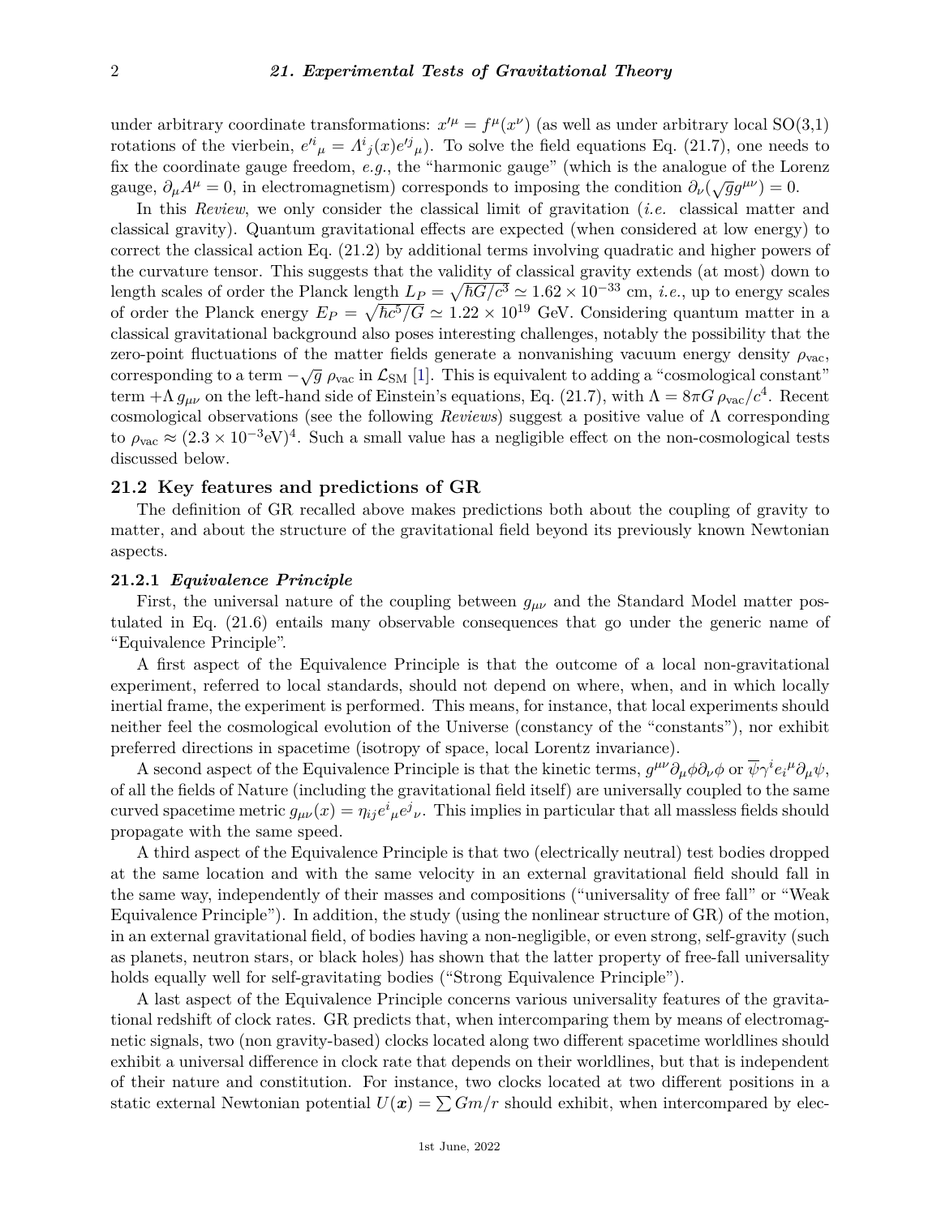under arbitrary coordinate transformations: $x'^{\mu} = f^{\mu}(x^{\nu})$ (as well as under arbitrary local SO(3,1) rotations of the vierbein, $e'^{i}{}_{\mu} = \Lambda^{i}{}_{j}(x) e'^{j}{}_{\mu}$). To solve the field equations Eq. (21.7), one needs to fix the coordinate gauge freedom, *e.g.*, the "harmonic gauge" (which is the analogue of the Lorenz gauge, $\partial_{\mu} A^{\mu} = 0$, in electromagnetism) corresponds to imposing the condition $\partial_{\nu}(\sqrt{g} g^{\mu\nu}) = 0$.

In this *Review*, we only consider the classical limit of gravitation (*i.e.* classical matter and classical gravity). Quantum gravitational effects are expected (when considered at low energy) to correct the classical action Eq. (21.2) by additional terms involving quadratic and higher powers of the curvature tensor. This suggests that the validity of classical gravity extends (at most) down to length scales of order the Planck length $L_P = \sqrt{\hbar G/c^3} \simeq 1.62 \times 10^{-33}$ cm, *i.e.*, up to energy scales of order the Planck energy $E_P = \sqrt{\hbar c^5/G} \simeq 1.22 \times 10^{19}$ GeV. Considering quantum matter in a classical gravitational background also poses interesting challenges, notably the possibility that the zero-point fluctuations of the matter fields generate a nonvanishing vacuum energy density $\rho_{\text{vac}}$, corresponding to a term $-\sqrt{g}\, \rho_{\text{vac}}$ in $\mathcal{L}_{\text{SM}}$ [1]. This is equivalent to adding a "cosmological constant" term $+\Lambda\, g_{\mu\nu}$ on the left-hand side of Einstein's equations, Eq. (21.7), with $\Lambda = 8\pi G\, \rho_{\text{vac}}/c^4$. Recent cosmological observations (see the following *Reviews*) suggest a positive value of $\Lambda$ corresponding to $\rho_{\text{vac}} \approx (2.3 \times 10^{-3}\text{eV})^4$. Such a small value has a negligible effect on the non-cosmological tests discussed below.

## 21.2 Key features and predictions of GR

The definition of GR recalled above makes predictions both about the coupling of gravity to matter, and about the structure of the gravitational field beyond its previously known Newtonian aspects.

### 21.2.1 *Equivalence Principle*

First, the universal nature of the coupling between $g_{\mu\nu}$ and the Standard Model matter postulated in Eq. (21.6) entails many observable consequences that go under the generic name of "Equivalence Principle".

A first aspect of the Equivalence Principle is that the outcome of a local non-gravitational experiment, referred to local standards, should not depend on where, when, and in which locally inertial frame, the experiment is performed. This means, for instance, that local experiments should neither feel the cosmological evolution of the Universe (constancy of the "constants"), nor exhibit preferred directions in spacetime (isotropy of space, local Lorentz invariance).

A second aspect of the Equivalence Principle is that the kinetic terms, $g^{\mu\nu}\partial_{\mu}\phi\partial_{\nu}\phi$ or $\overline{\psi}\gamma^{i} e_{i}{}^{\mu}\partial_{\mu}\psi$, of all the fields of Nature (including the gravitational field itself) are universally coupled to the same curved spacetime metric $g_{\mu\nu}(x) = \eta_{ij} e^{i}{}_{\mu} e^{j}{}_{\nu}$. This implies in particular that all massless fields should propagate with the same speed.

A third aspect of the Equivalence Principle is that two (electrically neutral) test bodies dropped at the same location and with the same velocity in an external gravitational field should fall in the same way, independently of their masses and compositions ("universality of free fall" or "Weak Equivalence Principle"). In addition, the study (using the nonlinear structure of GR) of the motion, in an external gravitational field, of bodies having a non-negligible, or even strong, self-gravity (such as planets, neutron stars, or black holes) has shown that the latter property of free-fall universality holds equally well for self-gravitating bodies ("Strong Equivalence Principle").

A last aspect of the Equivalence Principle concerns various universality features of the gravitational redshift of clock rates. GR predicts that, when intercomparing them by means of electromagnetic signals, two (non gravity-based) clocks located along two different spacetime worldlines should exhibit a universal difference in clock rate that depends on their worldlines, but that is independent of their nature and constitution. For instance, two clocks located at two different positions in a static external Newtonian potential $U(\boldsymbol{x}) = \sum Gm/r$ should exhibit, when intercompared by elec-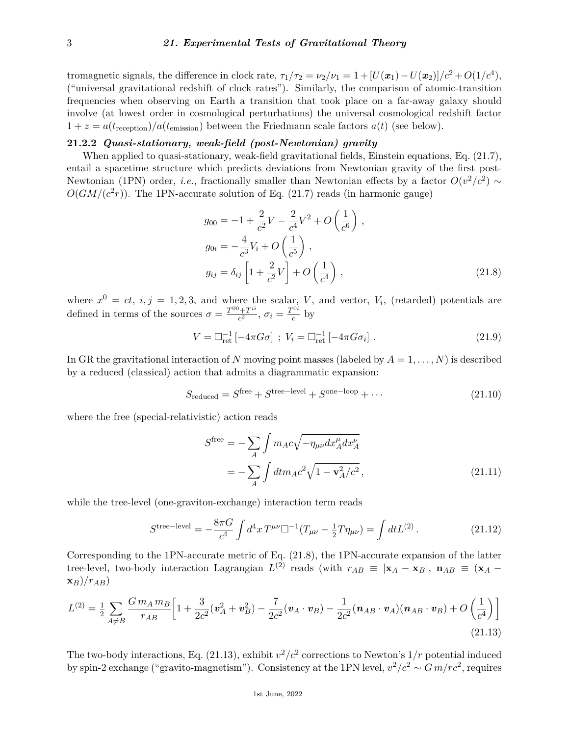tromagnetic signals, the difference in clock rate, $\tau_1/\tau_2 = \nu_2/\nu_1 = 1 + [U(\boldsymbol{x}_1) - U(\boldsymbol{x}_2)]/c^2 + O(1/c^4)$, ("universal gravitational redshift of clock rates"). Similarly, the comparison of atomic-transition frequencies when observing on Earth a transition that took place on a far-away galaxy should involve (at lowest order in cosmological perturbations) the universal cosmological redshift factor $1 + z = a(t_{\text{reception}})/a(t_{\text{emission}})$ between the Friedmann scale factors $a(t)$ (see below).

### 21.2.2 *Quasi-stationary, weak-field (post-Newtonian) gravity*

When applied to quasi-stationary, weak-field gravitational fields, Einstein equations, Eq. (21.7), entail a spacetime structure which predicts deviations from Newtonian gravity of the first post-Newtonian (1PN) order, *i.e.*, fractionally smaller than Newtonian effects by a factor $O(v^2/c^2) \sim O(GM/(c^2 r))$. The 1PN-accurate solution of Eq. (21.7) reads (in harmonic gauge)

$$
\begin{aligned}
g_{00} &= -1 + \frac{2}{c^2}V - \frac{2}{c^4}V^2 + O\left(\frac{1}{c^6}\right), \\
g_{0i} &= -\frac{4}{c^3}V_i + O\left(\frac{1}{c^5}\right), \\
g_{ij} &= \delta_{ij}\left[1 + \frac{2}{c^2}V\right] + O\left(\frac{1}{c^4}\right),
\end{aligned} \tag{21.8}
$$

where $x^0 = ct$, $i, j = 1, 2, 3$, and where the scalar, $V$, and vector, $V_i$, (retarded) potentials are defined in terms of the sources $\sigma = \frac{T^{00}+T^{ii}}{c^2}$, $\sigma_i = \frac{T^{0i}}{c}$ by

$$
V = \Box^{-1}_{\text{ret}}\left[-4\pi G \sigma\right] \; ; \; V_i = \Box^{-1}_{\text{ret}}\left[-4\pi G \sigma_i\right]. \tag{21.9}
$$

In GR the gravitational interaction of $N$ moving point masses (labeled by $A = 1, \ldots, N$) is described by a reduced (classical) action that admits a diagrammatic expansion:

$$
S_{\text{reduced}} = S^{\text{free}} + S^{\text{tree-level}} + S^{\text{one-loop}} + \cdots \tag{21.10}
$$

where the free (special-relativistic) action reads

$$
\begin{aligned}
S^{\text{free}} &= -\sum_A \int m_A c \sqrt{-\eta_{\mu\nu} dx_A^\mu dx_A^\nu} \\
&= -\sum_A \int dt m_A c^2 \sqrt{1 - \mathbf{v}_A^2/c^2},
\end{aligned} \tag{21.11}
$$

while the tree-level (one-graviton-exchange) interaction term reads

$$
S^{\text{tree-level}} = -\frac{8\pi G}{c^4} \int d^4x \, T^{\mu\nu} \Box^{-1} (T_{\mu\nu} - \tfrac{1}{2} T \eta_{\mu\nu}) = \int dt L^{(2)}. \tag{21.12}
$$

Corresponding to the 1PN-accurate metric of Eq. (21.8), the 1PN-accurate expansion of the latter tree-level, two-body interaction Lagrangian $L^{(2)}$ reads (with $r_{AB} \equiv |\mathbf{x}_A - \mathbf{x}_B|$, $\mathbf{n}_{AB} \equiv (\mathbf{x}_A - \mathbf{x}_B)/r_{AB}$)

$$
L^{(2)} = \tfrac{1}{2} \sum_{A \neq B} \frac{G\, m_A m_B}{r_{AB}} \Big[ 1 + \frac{3}{2c^2}(\boldsymbol{v}_A^2 + \boldsymbol{v}_B^2) - \frac{7}{2c^2}(\boldsymbol{v}_A \cdot \boldsymbol{v}_B) - \frac{1}{2c^2}(\boldsymbol{n}_{AB} \cdot \boldsymbol{v}_A)(\boldsymbol{n}_{AB} \cdot \boldsymbol{v}_B) + O\left(\frac{1}{c^4}\right) \Big] \tag{21.13}
$$

The two-body interactions, Eq. (21.13), exhibit $v^2/c^2$ corrections to Newton's $1/r$ potential induced by spin-2 exchange ("gravito-magnetism"). Consistency at the 1PN level, $v^2/c^2 \sim G\,m/rc^2$, requires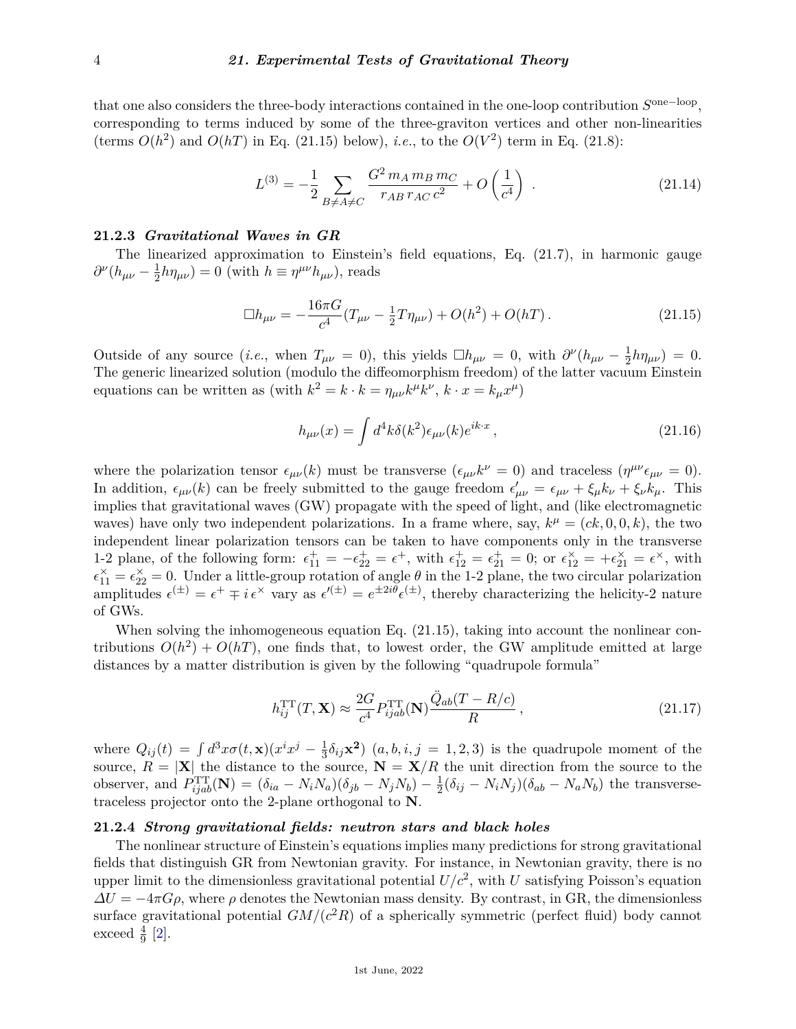that one also considers the three-body interactions contained in the one-loop contribution $S^{\rm one-loop}$, corresponding to terms induced by some of the three-graviton vertices and other non-linearities (terms $O(h^2)$ and $O(hT)$ in Eq. (21.15) below), *i.e.*, to the $O(V^2)$ term in Eq. (21.8):

$$L^{(3)} = -\frac{1}{2} \sum_{B \neq A \neq C} \frac{G^2\, m_A\, m_B\, m_C}{r_{AB}\, r_{AC}\, c^2} + O\left(\frac{1}{c^4}\right) \,. \tag{21.14}$$

### 21.2.3 *Gravitational Waves in GR*

The linearized approximation to Einstein's field equations, Eq. (21.7), in harmonic gauge $\partial^\nu(h_{\mu\nu} - \frac{1}{2}h\eta_{\mu\nu}) = 0$ (with $h \equiv \eta^{\mu\nu}h_{\mu\nu}$), reads

$$\Box h_{\mu\nu} = -\frac{16\pi G}{c^4}(T_{\mu\nu} - \tfrac{1}{2}T\eta_{\mu\nu}) + O(h^2) + O(hT)\,. \tag{21.15}$$

Outside of any source (*i.e.*, when $T_{\mu\nu} = 0$), this yields $\Box h_{\mu\nu} = 0$, with $\partial^\nu(h_{\mu\nu} - \frac{1}{2}h\eta_{\mu\nu}) = 0$. The generic linearized solution (modulo the diffeomorphism freedom) of the latter vacuum Einstein equations can be written as (with $k^2 = k \cdot k = \eta_{\mu\nu}k^\mu k^\nu$, $k \cdot x = k_\mu x^\mu$)

$$h_{\mu\nu}(x) = \int d^4k \delta(k^2) \epsilon_{\mu\nu}(k) e^{ik\cdot x}\,, \tag{21.16}$$

where the polarization tensor $\epsilon_{\mu\nu}(k)$ must be transverse ($\epsilon_{\mu\nu}k^\nu = 0$) and traceless ($\eta^{\mu\nu}\epsilon_{\mu\nu} = 0$). In addition, $\epsilon_{\mu\nu}(k)$ can be freely submitted to the gauge freedom $\epsilon'_{\mu\nu} = \epsilon_{\mu\nu} + \xi_\mu k_\nu + \xi_\nu k_\mu$. This implies that gravitational waves (GW) propagate with the speed of light, and (like electromagnetic waves) have only two independent polarizations. In a frame where, say, $k^\mu = (ck, 0, 0, k)$, the two independent linear polarization tensors can be taken to have components only in the transverse 1-2 plane, of the following form: $\epsilon^+_{11} = -\epsilon^+_{22} = \epsilon^+$, with $\epsilon^+_{12} = \epsilon^+_{21} = 0$; or $\epsilon^\times_{12} = +\epsilon^\times_{21} = \epsilon^\times$, with $\epsilon^\times_{11} = \epsilon^\times_{22} = 0$. Under a little-group rotation of angle $\theta$ in the 1-2 plane, the two circular polarization amplitudes $\epsilon^{(\pm)} = \epsilon^+ \mp i\,\epsilon^\times$ vary as $\epsilon'^{(\pm)} = e^{\pm 2i\theta}\epsilon^{(\pm)}$, thereby characterizing the helicity-2 nature of GWs.

When solving the inhomogeneous equation Eq. (21.15), taking into account the nonlinear contributions $O(h^2) + O(hT)$, one finds that, to lowest order, the GW amplitude emitted at large distances by a matter distribution is given by the following "quadrupole formula"

$$h^{\rm TT}_{ij}(T, \mathbf{X}) \approx \frac{2G}{c^4} P^{\rm TT}_{ijab}(\mathbf{N}) \frac{\ddot{Q}_{ab}(T - R/c)}{R}\,, \tag{21.17}$$

where $Q_{ij}(t) = \int d^3x \sigma(t, \mathbf{x})(x^i x^j - \frac{1}{3}\delta_{ij}\mathbf{x^2})$ ($a, b, i, j = 1, 2, 3$) is the quadrupole moment of the source, $R = |\mathbf{X}|$ the distance to the source, $\mathbf{N} = \mathbf{X}/R$ the unit direction from the source to the observer, and $P^{\rm TT}_{ijab}(\mathbf{N}) = (\delta_{ia} - N_i N_a)(\delta_{jb} - N_j N_b) - \frac{1}{2}(\delta_{ij} - N_i N_j)(\delta_{ab} - N_a N_b)$ the transverse-traceless projector onto the 2-plane orthogonal to $\mathbf{N}$.

### 21.2.4 *Strong gravitational fields: neutron stars and black holes*

The nonlinear structure of Einstein's equations implies many predictions for strong gravitational fields that distinguish GR from Newtonian gravity. For instance, in Newtonian gravity, there is no upper limit to the dimensionless gravitational potential $U/c^2$, with $U$ satisfying Poisson's equation $\Delta U = -4\pi G\rho$, where $\rho$ denotes the Newtonian mass density. By contrast, in GR, the dimensionless surface gravitational potential $GM/(c^2R)$ of a spherically symmetric (perfect fluid) body cannot exceed $\frac{4}{9}$ [2].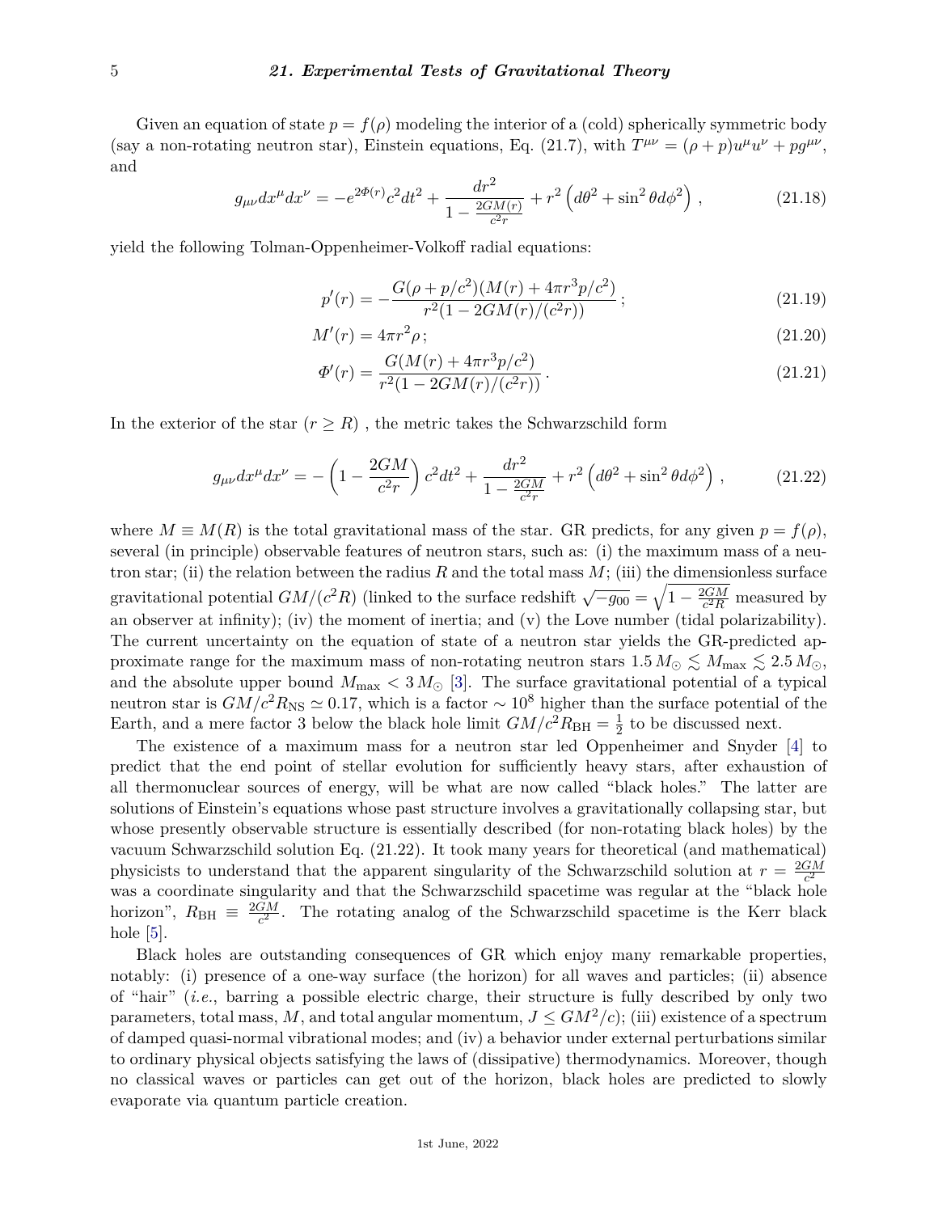Given an equation of state $p = f(\rho)$ modeling the interior of a (cold) spherically symmetric body (say a non-rotating neutron star), Einstein equations, Eq. (21.7), with $T^{\mu\nu} = (\rho + p)u^\mu u^\nu + pg^{\mu\nu}$, and

$$g_{\mu\nu}dx^\mu dx^\nu = -e^{2\Phi(r)}c^2dt^2 + \frac{dr^2}{1 - \frac{2GM(r)}{c^2r}} + r^2\left(d\theta^2 + \sin^2\theta d\phi^2\right), \tag{21.18}$$

yield the following Tolman-Oppenheimer-Volkoff radial equations:

$$p'(r) = -\frac{G(\rho + p/c^2)(M(r) + 4\pi r^3 p/c^2)}{r^2(1 - 2GM(r)/(c^2r))}; \tag{21.19}$$

$$M'(r) = 4\pi r^2\rho; \tag{21.20}$$

$$\Phi'(r) = \frac{G(M(r) + 4\pi r^3 p/c^2)}{r^2(1 - 2GM(r)/(c^2r))}. \tag{21.21}$$

In the exterior of the star $(r \geq R)$ , the metric takes the Schwarzschild form

$$g_{\mu\nu}dx^\mu dx^\nu = -\left(1 - \frac{2GM}{c^2r}\right)c^2dt^2 + \frac{dr^2}{1 - \frac{2GM}{c^2r}} + r^2\left(d\theta^2 + \sin^2\theta d\phi^2\right), \tag{21.22}$$

where $M \equiv M(R)$ is the total gravitational mass of the star. GR predicts, for any given $p = f(\rho)$, several (in principle) observable features of neutron stars, such as: (i) the maximum mass of a neutron star; (ii) the relation between the radius $R$ and the total mass $M$; (iii) the dimensionless surface gravitational potential $GM/(c^2R)$ (linked to the surface redshift $\sqrt{-g_{00}} = \sqrt{1 - \frac{2GM}{c^2R}}$ measured by an observer at infinity); (iv) the moment of inertia; and (v) the Love number (tidal polarizability). The current uncertainty on the equation of state of a neutron star yields the GR-predicted approximate range for the maximum mass of non-rotating neutron stars $1.5\,M_\odot \lesssim M_{\rm max} \lesssim 2.5\,M_\odot$, and the absolute upper bound $M_{\rm max} < 3\,M_\odot$ [3]. The surface gravitational potential of a typical neutron star is $GM/c^2R_{\rm NS} \simeq 0.17$, which is a factor $\sim 10^8$ higher than the surface potential of the Earth, and a mere factor 3 below the black hole limit $GM/c^2R_{\rm BH} = \frac{1}{2}$ to be discussed next.

The existence of a maximum mass for a neutron star led Oppenheimer and Snyder [4] to predict that the end point of stellar evolution for sufficiently heavy stars, after exhaustion of all thermonuclear sources of energy, will be what are now called "black holes." The latter are solutions of Einstein's equations whose past structure involves a gravitationally collapsing star, but whose presently observable structure is essentially described (for non-rotating black holes) by the vacuum Schwarzschild solution Eq. (21.22). It took many years for theoretical (and mathematical) physicists to understand that the apparent singularity of the Schwarzschild solution at $r = \frac{2GM}{c^2}$ was a coordinate singularity and that the Schwarzschild spacetime was regular at the "black hole horizon", $R_{\rm BH} \equiv \frac{2GM}{c^2}$. The rotating analog of the Schwarzschild spacetime is the Kerr black hole [5].

Black holes are outstanding consequences of GR which enjoy many remarkable properties, notably: (i) presence of a one-way surface (the horizon) for all waves and particles; (ii) absence of "hair" (*i.e.*, barring a possible electric charge, their structure is fully described by only two parameters, total mass, $M$, and total angular momentum, $J \leq GM^2/c$); (iii) existence of a spectrum of damped quasi-normal vibrational modes; and (iv) a behavior under external perturbations similar to ordinary physical objects satisfying the laws of (dissipative) thermodynamics. Moreover, though no classical waves or particles can get out of the horizon, black holes are predicted to slowly evaporate via quantum particle creation.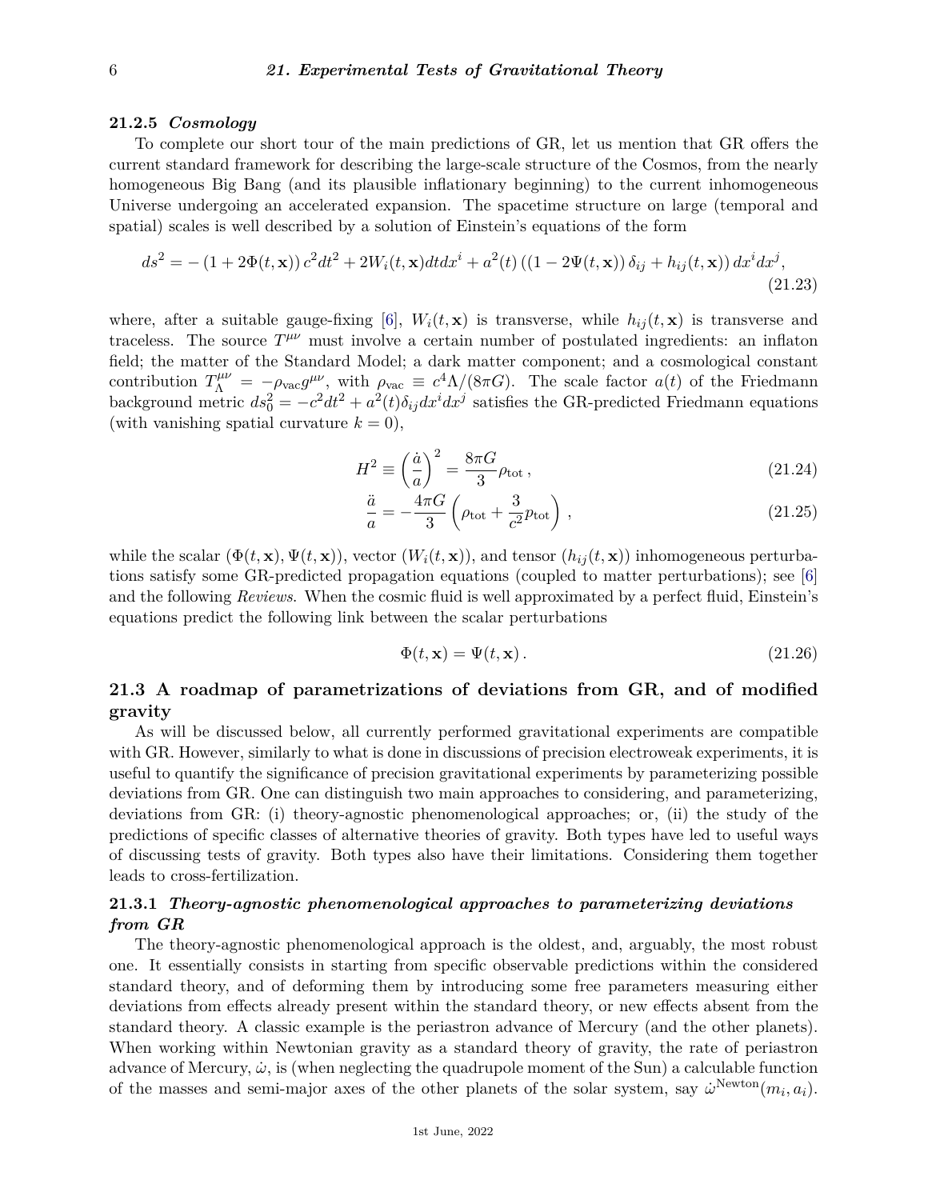### 21.2.5 *Cosmology*

To complete our short tour of the main predictions of GR, let us mention that GR offers the current standard framework for describing the large-scale structure of the Cosmos, from the nearly homogeneous Big Bang (and its plausible inflationary beginning) to the current inhomogeneous Universe undergoing an accelerated expansion. The spacetime structure on large (temporal and spatial) scales is well described by a solution of Einstein's equations of the form

$$ds^2 = -\left(1 + 2\Phi(t, \mathbf{x})\right) c^2 dt^2 + 2W_i(t, \mathbf{x}) dt dx^i + a^2(t) \left(\left(1 - 2\Psi(t, \mathbf{x})\right) \delta_{ij} + h_{ij}(t, \mathbf{x})\right) dx^i dx^j, \tag{21.23}$$

where, after a suitable gauge-fixing [6], $W_i(t, \mathbf{x})$ is transverse, while $h_{ij}(t, \mathbf{x})$ is transverse and traceless. The source $T^{\mu\nu}$ must involve a certain number of postulated ingredients: an inflaton field; the matter of the Standard Model; a dark matter component; and a cosmological constant contribution $T_\Lambda^{\mu\nu} = -\rho_{\rm vac} g^{\mu\nu}$, with $\rho_{\rm vac} \equiv c^4 \Lambda/(8\pi G)$. The scale factor $a(t)$ of the Friedmann background metric $ds_0^2 = -c^2 dt^2 + a^2(t) \delta_{ij} dx^i dx^j$ satisfies the GR-predicted Friedmann equations (with vanishing spatial curvature $k = 0$),

$$H^2 \equiv \left(\frac{\dot{a}}{a}\right)^2 = \frac{8\pi G}{3} \rho_{\rm tot}\,, \tag{21.24}$$

$$\frac{\ddot{a}}{a} = -\frac{4\pi G}{3} \left(\rho_{\rm tot} + \frac{3}{c^2} p_{\rm tot}\right)\,, \tag{21.25}$$

while the scalar $(\Phi(t, \mathbf{x}), \Psi(t, \mathbf{x}))$, vector $(W_i(t, \mathbf{x}))$, and tensor $(h_{ij}(t, \mathbf{x}))$ inhomogeneous perturbations satisfy some GR-predicted propagation equations (coupled to matter perturbations); see [6] and the following *Reviews*. When the cosmic fluid is well approximated by a perfect fluid, Einstein's equations predict the following link between the scalar perturbations

$$\Phi(t, \mathbf{x}) = \Psi(t, \mathbf{x})\,. \tag{21.26}$$

## 21.3 A roadmap of parametrizations of deviations from GR, and of modified gravity

As will be discussed below, all currently performed gravitational experiments are compatible with GR. However, similarly to what is done in discussions of precision electroweak experiments, it is useful to quantify the significance of precision gravitational experiments by parameterizing possible deviations from GR. One can distinguish two main approaches to considering, and parameterizing, deviations from GR: (i) theory-agnostic phenomenological approaches; or, (ii) the study of the predictions of specific classes of alternative theories of gravity. Both types have led to useful ways of discussing tests of gravity. Both types also have their limitations. Considering them together leads to cross-fertilization.

### 21.3.1 *Theory-agnostic phenomenological approaches to parameterizing deviations from GR*

The theory-agnostic phenomenological approach is the oldest, and, arguably, the most robust one. It essentially consists in starting from specific observable predictions within the considered standard theory, and of deforming them by introducing some free parameters measuring either deviations from effects already present within the standard theory, or new effects absent from the standard theory. A classic example is the periastron advance of Mercury (and the other planets). When working within Newtonian gravity as a standard theory of gravity, the rate of periastron advance of Mercury, $\dot{\omega}$, is (when neglecting the quadrupole moment of the Sun) a calculable function of the masses and semi-major axes of the other planets of the solar system, say $\dot{\omega}^{\rm Newton}(m_i, a_i)$.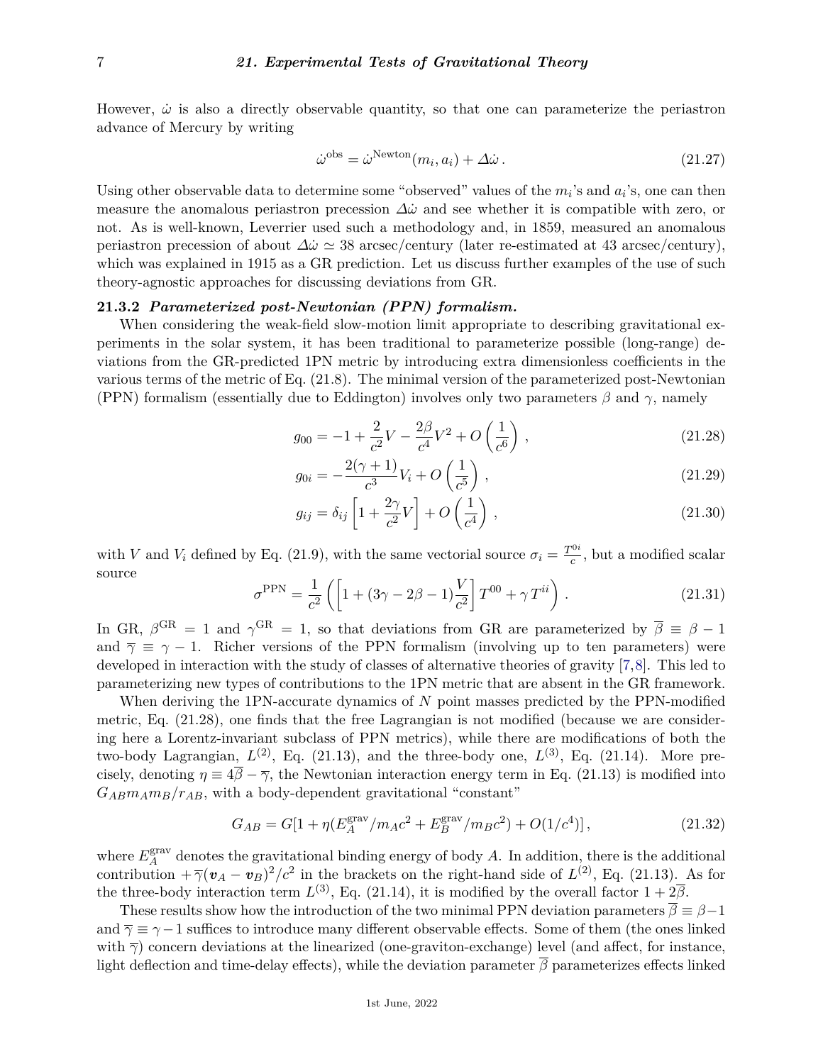However, $\dot{\omega}$ is also a directly observable quantity, so that one can parameterize the periastron advance of Mercury by writing

$$\dot{\omega}^{\rm obs} = \dot{\omega}^{\rm Newton}(m_i, a_i) + \Delta\dot{\omega}\,. \tag{21.27}$$

Using other observable data to determine some "observed" values of the $m_i$'s and $a_i$'s, one can then measure the anomalous periastron precession $\Delta\dot{\omega}$ and see whether it is compatible with zero, or not. As is well-known, Leverrier used such a methodology and, in 1859, measured an anomalous periastron precession of about $\Delta\dot{\omega} \simeq 38$ arcsec/century (later re-estimated at 43 arcsec/century), which was explained in 1915 as a GR prediction. Let us discuss further examples of the use of such theory-agnostic approaches for discussing deviations from GR.

### 21.3.2 *Parameterized post-Newtonian (PPN) formalism.*

When considering the weak-field slow-motion limit appropriate to describing gravitational experiments in the solar system, it has been traditional to parameterize possible (long-range) deviations from the GR-predicted 1PN metric by introducing extra dimensionless coefficients in the various terms of the metric of Eq. (21.8). The minimal version of the parameterized post-Newtonian (PPN) formalism (essentially due to Eddington) involves only two parameters $\beta$ and $\gamma$, namely

$$g_{00} = -1 + \frac{2}{c^2}V - \frac{2\beta}{c^4}V^2 + O\left(\frac{1}{c^6}\right)\,, \tag{21.28}$$

$$g_{0i} = -\frac{2(\gamma+1)}{c^3}V_i + O\left(\frac{1}{c^5}\right)\,, \tag{21.29}$$

$$g_{ij} = \delta_{ij}\left[1 + \frac{2\gamma}{c^2}V\right] + O\left(\frac{1}{c^4}\right)\,, \tag{21.30}$$

with $V$ and $V_i$ defined by Eq. (21.9), with the same vectorial source $\sigma_i = \frac{T^{0i}}{c}$, but a modified scalar source

$$\sigma^{\rm PPN} = \frac{1}{c^2}\left(\left[1 + (3\gamma - 2\beta - 1)\frac{V}{c^2}\right]T^{00} + \gamma\, T^{ii}\right)\,. \tag{21.31}$$

In GR, $\beta^{\rm GR} = 1$ and $\gamma^{\rm GR} = 1$, so that deviations from GR are parameterized by $\overline{\beta} \equiv \beta - 1$ and $\overline{\gamma} \equiv \gamma - 1$. Richer versions of the PPN formalism (involving up to ten parameters) were developed in interaction with the study of classes of alternative theories of gravity [7,8]. This led to parameterizing new types of contributions to the 1PN metric that are absent in the GR framework.

When deriving the 1PN-accurate dynamics of $N$ point masses predicted by the PPN-modified metric, Eq. (21.28), one finds that the free Lagrangian is not modified (because we are considering here a Lorentz-invariant subclass of PPN metrics), while there are modifications of both the two-body Lagrangian, $L^{(2)}$, Eq. (21.13), and the three-body one, $L^{(3)}$, Eq. (21.14). More precisely, denoting $\eta \equiv 4\overline{\beta} - \overline{\gamma}$, the Newtonian interaction energy term in Eq. (21.13) is modified into $G_{AB} m_A m_B / r_{AB}$, with a body-dependent gravitational "constant"

$$G_{AB} = G[1 + \eta(E_A^{\rm grav}/m_A c^2 + E_B^{\rm grav}/m_B c^2) + O(1/c^4)]\,, \tag{21.32}$$

where $E_A^{\rm grav}$ denotes the gravitational binding energy of body $A$. In addition, there is the additional contribution $+\overline{\gamma}(\boldsymbol{v}_A - \boldsymbol{v}_B)^2/c^2$ in the brackets on the right-hand side of $L^{(2)}$, Eq. (21.13). As for the three-body interaction term $L^{(3)}$, Eq. (21.14), it is modified by the overall factor $1 + 2\overline{\beta}$.

These results show how the introduction of the two minimal PPN deviation parameters $\overline{\beta} \equiv \beta - 1$ and $\overline{\gamma} \equiv \gamma - 1$ suffices to introduce many different observable effects. Some of them (the ones linked with $\overline{\gamma}$) concern deviations at the linearized (one-graviton-exchange) level (and affect, for instance, light deflection and time-delay effects), while the deviation parameter $\overline{\beta}$ parameterizes effects linked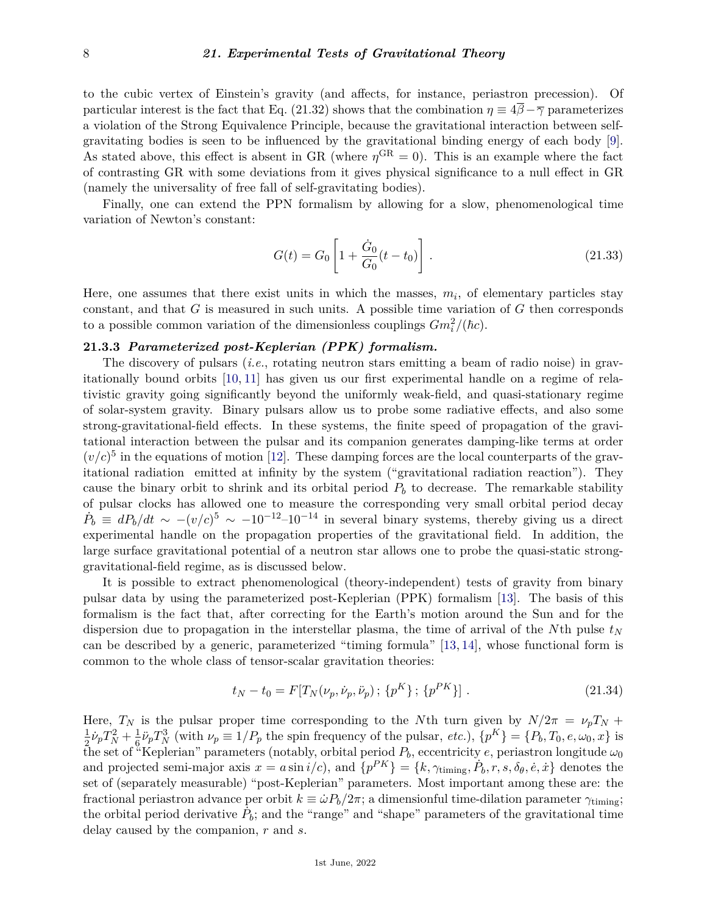to the cubic vertex of Einstein's gravity (and affects, for instance, periastron precession). Of particular interest is the fact that Eq. (21.32) shows that the combination $\eta \equiv 4\overline{\beta} - \overline{\gamma}$ parameterizes a violation of the Strong Equivalence Principle, because the gravitational interaction between self-gravitating bodies is seen to be influenced by the gravitational binding energy of each body [9]. As stated above, this effect is absent in GR (where $\eta^{\rm GR} = 0$). This is an example where the fact of contrasting GR with some deviations from it gives physical significance to a null effect in GR (namely the universality of free fall of self-gravitating bodies).

Finally, one can extend the PPN formalism by allowing for a slow, phenomenological time variation of Newton's constant:

$$G(t) = G_0 \left[ 1 + \frac{\dot{G}_0}{G_0}(t - t_0) \right] . \tag{21.33}$$

Here, one assumes that there exist units in which the masses, $m_i$, of elementary particles stay constant, and that $G$ is measured in such units. A possible time variation of $G$ then corresponds to a possible common variation of the dimensionless couplings $G m_i^2/(\hbar c)$.

### 21.3.3 *Parameterized post-Keplerian (PPK) formalism.*

The discovery of pulsars (*i.e.*, rotating neutron stars emitting a beam of radio noise) in gravitationally bound orbits [10, 11] has given us our first experimental handle on a regime of relativistic gravity going significantly beyond the uniformly weak-field, and quasi-stationary regime of solar-system gravity. Binary pulsars allow us to probe some radiative effects, and also some strong-gravitational-field effects. In these systems, the finite speed of propagation of the gravitational interaction between the pulsar and its companion generates damping-like terms at order $(v/c)^5$ in the equations of motion [12]. These damping forces are the local counterparts of the gravitational radiation emitted at infinity by the system ("gravitational radiation reaction"). They cause the binary orbit to shrink and its orbital period $P_b$ to decrease. The remarkable stability of pulsar clocks has allowed one to measure the corresponding very small orbital period decay $\dot{P}_b \equiv dP_b/dt \sim -(v/c)^5 \sim -10^{-12}$–$10^{-14}$ in several binary systems, thereby giving us a direct experimental handle on the propagation properties of the gravitational field. In addition, the large surface gravitational potential of a neutron star allows one to probe the quasi-static strong-gravitational-field regime, as is discussed below.

It is possible to extract phenomenological (theory-independent) tests of gravity from binary pulsar data by using the parameterized post-Keplerian (PPK) formalism [13]. The basis of this formalism is the fact that, after correcting for the Earth's motion around the Sun and for the dispersion due to propagation in the interstellar plasma, the time of arrival of the $N$th pulse $t_N$ can be described by a generic, parameterized "timing formula" [13, 14], whose functional form is common to the whole class of tensor-scalar gravitation theories:

$$t_N - t_0 = F[T_N(\nu_p, \dot{\nu}_p, \ddot{\nu}_p)\,;\,\{p^K\}\,;\,\{p^{PK}\}] \,. \tag{21.34}$$

Here, $T_N$ is the pulsar proper time corresponding to the $N$th turn given by $N/2\pi = \nu_p T_N + \frac{1}{2}\dot{\nu}_p T_N^2 + \frac{1}{6}\ddot{\nu}_p T_N^3$ (with $\nu_p \equiv 1/P_p$ the spin frequency of the pulsar, *etc.*), $\{p^K\} = \{P_b, T_0, e, \omega_0, x\}$ is the set of "Keplerian" parameters (notably, orbital period $P_b$, eccentricity $e$, periastron longitude $\omega_0$ and projected semi-major axis $x = a \sin i/c$), and $\{p^{PK}\} = \{k, \gamma_{\rm timing}, \dot{P}_b, r, s, \delta_\theta, \dot{e}, \dot{x}\}$ denotes the set of (separately measurable) "post-Keplerian" parameters. Most important among these are: the fractional periastron advance per orbit $k \equiv \dot{\omega} P_b/2\pi$; a dimensionful time-dilation parameter $\gamma_{\rm timing}$; the orbital period derivative $\dot{P}_b$; and the "range" and "shape" parameters of the gravitational time delay caused by the companion, $r$ and $s$.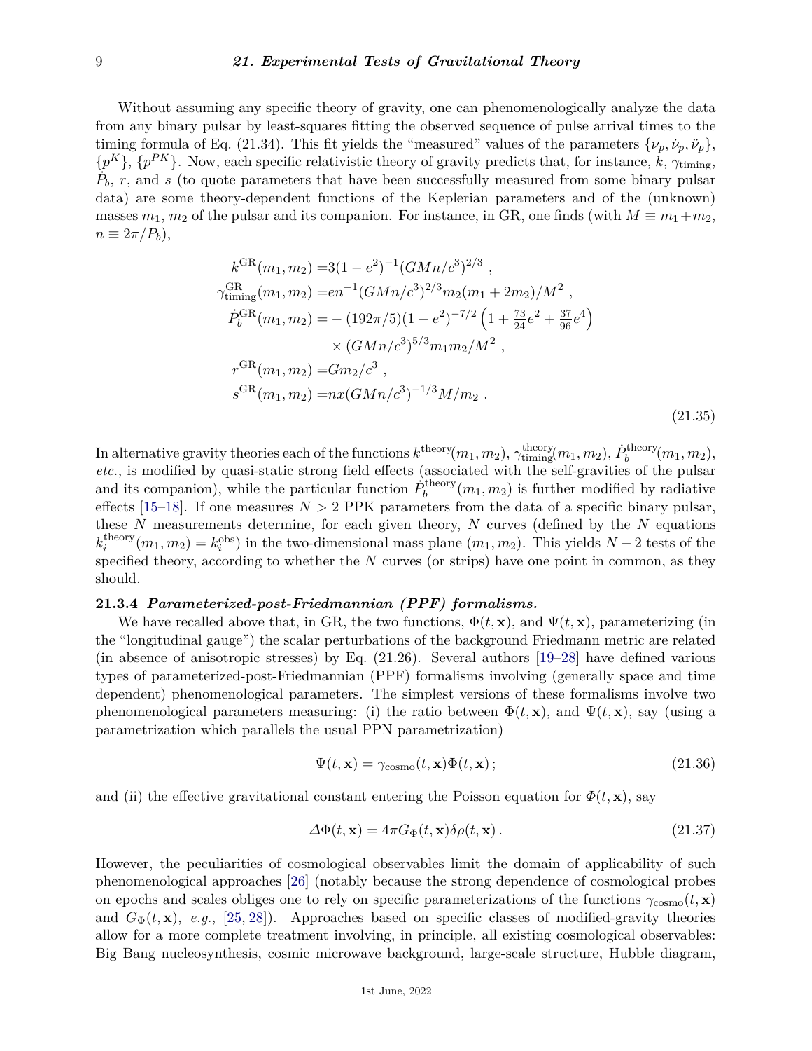Without assuming any specific theory of gravity, one can phenomenologically analyze the data from any binary pulsar by least-squares fitting the observed sequence of pulse arrival times to the timing formula of Eq. (21.34). This fit yields the "measured" values of the parameters $\{\nu_p, \dot{\nu}_p, \ddot{\nu}_p\}$, $\{p^K\}$, $\{p^{PK}\}$. Now, each specific relativistic theory of gravity predicts that, for instance, $k$, $\gamma_{\rm timing}$, $\dot{P}_b$, $r$, and $s$ (to quote parameters that have been successfully measured from some binary pulsar data) are some theory-dependent functions of the Keplerian parameters and of the (unknown) masses $m_1$, $m_2$ of the pulsar and its companion. For instance, in GR, one finds (with $M \equiv m_1 + m_2$, $n \equiv 2\pi/P_b$),

$$
\begin{aligned}
k^{\rm GR}(m_1, m_2) =& 3(1-e^2)^{-1}(GMn/c^3)^{2/3} \;, \\
\gamma^{\rm GR}_{\rm timing}(m_1, m_2) =& e n^{-1}(GMn/c^3)^{2/3} m_2(m_1 + 2m_2)/M^2 \;, \\
\dot{P}^{\rm GR}_b(m_1, m_2) =& -(192\pi/5)(1-e^2)^{-7/2}\left(1 + \tfrac{73}{24}e^2 + \tfrac{37}{96}e^4\right) \\
& \times (GMn/c^3)^{5/3} m_1 m_2/M^2 \;, \\
r^{\rm GR}(m_1, m_2) =& G m_2/c^3 \;, \\
s^{\rm GR}(m_1, m_2) =& n x (GMn/c^3)^{-1/3} M/m_2 \;.
\end{aligned}
\tag{21.35}
$$

In alternative gravity theories each of the functions $k^{\rm theory}(m_1, m_2)$, $\gamma^{\rm theory}_{\rm timing}(m_1, m_2)$, $\dot{P}^{\rm theory}_b(m_1, m_2)$, *etc.*, is modified by quasi-static strong field effects (associated with the self-gravities of the pulsar and its companion), while the particular function $\dot{P}^{\rm theory}_b(m_1, m_2)$ is further modified by radiative effects [15–18]. If one measures $N > 2$ PPK parameters from the data of a specific binary pulsar, these $N$ measurements determine, for each given theory, $N$ curves (defined by the $N$ equations $k^{\rm theory}_i(m_1, m_2) = k^{\rm obs}_i$) in the two-dimensional mass plane $(m_1, m_2)$. This yields $N-2$ tests of the specified theory, according to whether the $N$ curves (or strips) have one point in common, as they should.

### 21.3.4 *Parameterized-post-Friedmannian (PPF) formalisms.*

We have recalled above that, in GR, the two functions, $\Phi(t, \mathbf{x})$, and $\Psi(t, \mathbf{x})$, parameterizing (in the "longitudinal gauge") the scalar perturbations of the background Friedmann metric are related (in absence of anisotropic stresses) by Eq. (21.26). Several authors [19–28] have defined various types of parameterized-post-Friedmannian (PPF) formalisms involving (generally space and time dependent) phenomenological parameters. The simplest versions of these formalisms involve two phenomenological parameters measuring: (i) the ratio between $\Phi(t, \mathbf{x})$, and $\Psi(t, \mathbf{x})$, say (using a parametrization which parallels the usual PPN parametrization)

$$
\Psi(t, \mathbf{x}) = \gamma_{\rm cosmo}(t, \mathbf{x})\Phi(t, \mathbf{x}) \, ; \tag{21.36}
$$

and (ii) the effective gravitational constant entering the Poisson equation for $\Phi(t, \mathbf{x})$, say

$$
\Delta\Phi(t, \mathbf{x}) = 4\pi G_\Phi(t, \mathbf{x})\delta\rho(t, \mathbf{x}) \, . \tag{21.37}
$$

However, the peculiarities of cosmological observables limit the domain of applicability of such phenomenological approaches [26] (notably because the strong dependence of cosmological probes on epochs and scales obliges one to rely on specific parameterizations of the functions $\gamma_{\rm cosmo}(t, \mathbf{x})$ and $G_\Phi(t, \mathbf{x})$, *e.g.*, [25, 28]). Approaches based on specific classes of modified-gravity theories allow for a more complete treatment involving, in principle, all existing cosmological observables: Big Bang nucleosynthesis, cosmic microwave background, large-scale structure, Hubble diagram,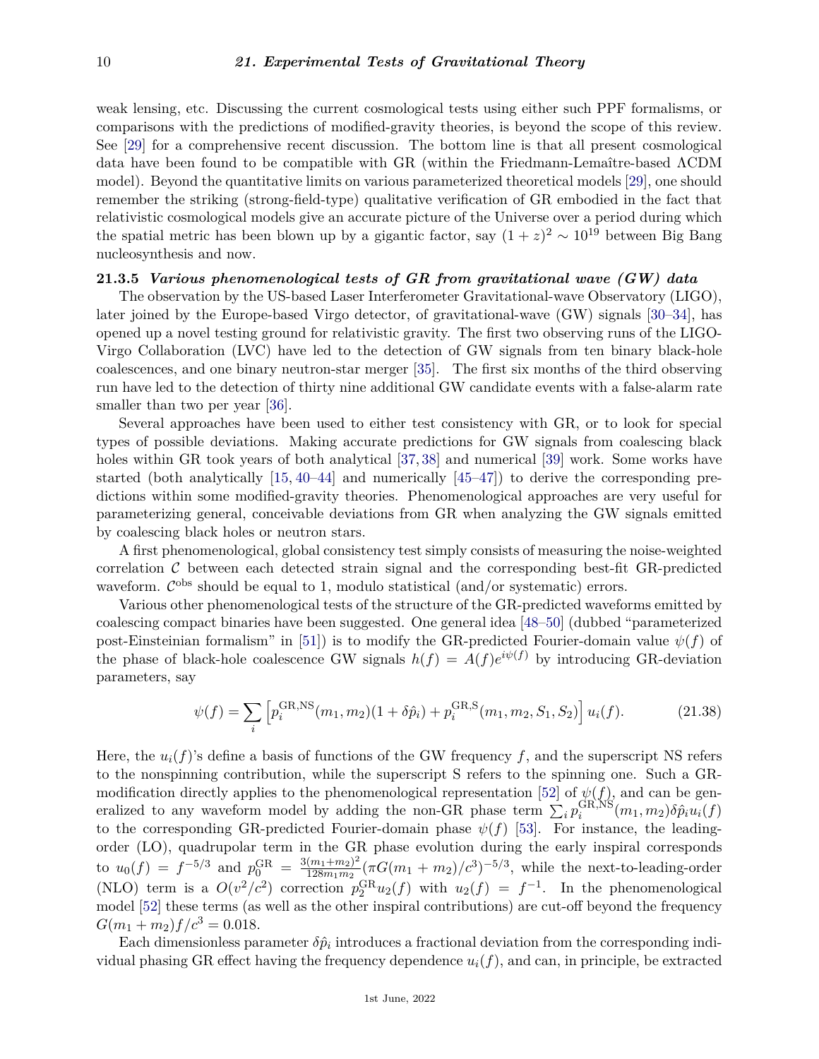weak lensing, etc. Discussing the current cosmological tests using either such PPF formalisms, or comparisons with the predictions of modified-gravity theories, is beyond the scope of this review. See [29] for a comprehensive recent discussion. The bottom line is that all present cosmological data have been found to be compatible with GR (within the Friedmann-Lemaître-based ΛCDM model). Beyond the quantitative limits on various parameterized theoretical models [29], one should remember the striking (strong-field-type) qualitative verification of GR embodied in the fact that relativistic cosmological models give an accurate picture of the Universe over a period during which the spatial metric has been blown up by a gigantic factor, say $(1+z)^2 \sim 10^{19}$ between Big Bang nucleosynthesis and now.

### 21.3.5 *Various phenomenological tests of GR from gravitational wave (GW) data*

The observation by the US-based Laser Interferometer Gravitational-wave Observatory (LIGO), later joined by the Europe-based Virgo detector, of gravitational-wave (GW) signals [30–34], has opened up a novel testing ground for relativistic gravity. The first two observing runs of the LIGO-Virgo Collaboration (LVC) have led to the detection of GW signals from ten binary black-hole coalescences, and one binary neutron-star merger [35]. The first six months of the third observing run have led to the detection of thirty nine additional GW candidate events with a false-alarm rate smaller than two per year [36].

Several approaches have been used to either test consistency with GR, or to look for special types of possible deviations. Making accurate predictions for GW signals from coalescing black holes within GR took years of both analytical [37, 38] and numerical [39] work. Some works have started (both analytically [15, 40–44] and numerically [45–47]) to derive the corresponding predictions within some modified-gravity theories. Phenomenological approaches are very useful for parameterizing general, conceivable deviations from GR when analyzing the GW signals emitted by coalescing black holes or neutron stars.

A first phenomenological, global consistency test simply consists of measuring the noise-weighted correlation $\mathcal{C}$ between each detected strain signal and the corresponding best-fit GR-predicted waveform. $\mathcal{C}^{\rm obs}$ should be equal to 1, modulo statistical (and/or systematic) errors.

Various other phenomenological tests of the structure of the GR-predicted waveforms emitted by coalescing compact binaries have been suggested. One general idea [48–50] (dubbed "parameterized post-Einsteinian formalism" in [51]) is to modify the GR-predicted Fourier-domain value $\psi(f)$ of the phase of black-hole coalescence GW signals $h(f) = A(f)e^{i\psi(f)}$ by introducing GR-deviation parameters, say

$$\psi(f) = \sum_i \left[ p_i^{\rm GR,NS}(m_1, m_2)(1 + \delta\hat{p}_i) + p_i^{\rm GR,S}(m_1, m_2, S_1, S_2) \right] u_i(f). \tag{21.38}$$

Here, the $u_i(f)$'s define a basis of functions of the GW frequency $f$, and the superscript NS refers to the nonspinning contribution, while the superscript S refers to the spinning one. Such a GR-modification directly applies to the phenomenological representation [52] of $\psi(f)$, and can be generalized to any waveform model by adding the non-GR phase term $\sum_i p_i^{\rm GR,NS}(m_1, m_2)\delta\hat{p}_i u_i(f)$ to the corresponding GR-predicted Fourier-domain phase $\psi(f)$ [53]. For instance, the leading-order (LO), quadrupolar term in the GR phase evolution during the early inspiral corresponds to $u_0(f) = f^{-5/3}$ and $p_0^{\rm GR} = \frac{3(m_1+m_2)^2}{128 m_1 m_2}(\pi G(m_1 + m_2)/c^3)^{-5/3}$, while the next-to-leading-order (NLO) term is a $O(v^2/c^2)$ correction $p_2^{\rm GR} u_2(f)$ with $u_2(f) = f^{-1}$. In the phenomenological model [52] these terms (as well as the other inspiral contributions) are cut-off beyond the frequency $G(m_1 + m_2)f/c^3 = 0.018$.

Each dimensionless parameter $\delta\hat{p}_i$ introduces a fractional deviation from the corresponding individual phasing GR effect having the frequency dependence $u_i(f)$, and can, in principle, be extracted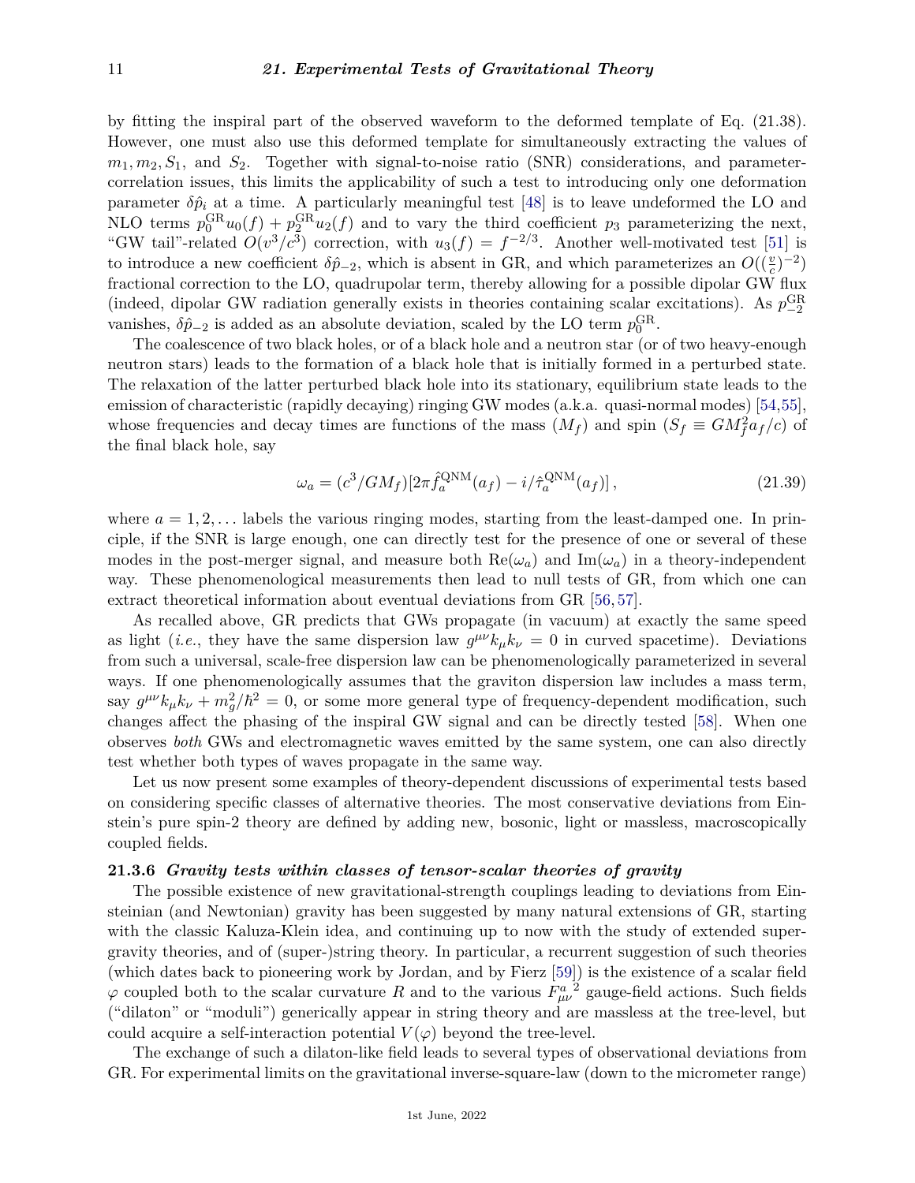by fitting the inspiral part of the observed waveform to the deformed template of Eq. (21.38). However, one must also use this deformed template for simultaneously extracting the values of $m_1, m_2, S_1$, and $S_2$. Together with signal-to-noise ratio (SNR) considerations, and parameter-correlation issues, this limits the applicability of such a test to introducing only one deformation parameter $\delta\hat{p}_i$ at a time. A particularly meaningful test [48] is to leave undeformed the LO and NLO terms $p_0^{\rm GR}u_0(f) + p_2^{\rm GR}u_2(f)$ and to vary the third coefficient $p_3$ parameterizing the next, "GW tail"-related $O(v^3/c^3)$ correction, with $u_3(f) = f^{-2/3}$. Another well-motivated test [51] is to introduce a new coefficient $\delta\hat{p}_{-2}$, which is absent in GR, and which parameterizes an $O((\frac{v}{c})^{-2})$ fractional correction to the LO, quadrupolar term, thereby allowing for a possible dipolar GW flux (indeed, dipolar GW radiation generally exists in theories containing scalar excitations). As $p_{-2}^{\rm GR}$ vanishes, $\delta\hat{p}_{-2}$ is added as an absolute deviation, scaled by the LO term $p_0^{\rm GR}$.

The coalescence of two black holes, or of a black hole and a neutron star (or of two heavy-enough neutron stars) leads to the formation of a black hole that is initially formed in a perturbed state. The relaxation of the latter perturbed black hole into its stationary, equilibrium state leads to the emission of characteristic (rapidly decaying) ringing GW modes (a.k.a. quasi-normal modes) [54,55], whose frequencies and decay times are functions of the mass ($M_f$) and spin ($S_f \equiv GM_f^2 a_f/c$) of the final black hole, say

$$\omega_a = (c^3/GM_f)[2\pi \hat{f}_a^{\rm QNM}(a_f) - i/\hat{\tau}_a^{\rm QNM}(a_f)]\,, \tag{21.39}$$

where $a = 1, 2, \ldots$ labels the various ringing modes, starting from the least-damped one. In principle, if the SNR is large enough, one can directly test for the presence of one or several of these modes in the post-merger signal, and measure both ${\rm Re}(\omega_a)$ and ${\rm Im}(\omega_a)$ in a theory-independent way. These phenomenological measurements then lead to null tests of GR, from which one can extract theoretical information about eventual deviations from GR [56,57].

As recalled above, GR predicts that GWs propagate (in vacuum) at exactly the same speed as light (*i.e.*, they have the same dispersion law $g^{\mu\nu}k_\mu k_\nu = 0$ in curved spacetime). Deviations from such a universal, scale-free dispersion law can be phenomenologically parameterized in several ways. If one phenomenologically assumes that the graviton dispersion law includes a mass term, say $g^{\mu\nu}k_\mu k_\nu + m_g^2/\hbar^2 = 0$, or some more general type of frequency-dependent modification, such changes affect the phasing of the inspiral GW signal and can be directly tested [58]. When one observes *both* GWs and electromagnetic waves emitted by the same system, one can also directly test whether both types of waves propagate in the same way.

Let us now present some examples of theory-dependent discussions of experimental tests based on considering specific classes of alternative theories. The most conservative deviations from Einstein's pure spin-2 theory are defined by adding new, bosonic, light or massless, macroscopically coupled fields.

### 21.3.6 *Gravity tests within classes of tensor-scalar theories of gravity*

The possible existence of new gravitational-strength couplings leading to deviations from Einsteinian (and Newtonian) gravity has been suggested by many natural extensions of GR, starting with the classic Kaluza-Klein idea, and continuing up to now with the study of extended supergravity theories, and of (super-)string theory. In particular, a recurrent suggestion of such theories (which dates back to pioneering work by Jordan, and by Fierz [59]) is the existence of a scalar field $\varphi$ coupled both to the scalar curvature $R$ and to the various ${F_{\mu\nu}^a}^2$ gauge-field actions. Such fields ("dilaton" or "moduli") generically appear in string theory and are massless at the tree-level, but could acquire a self-interaction potential $V(\varphi)$ beyond the tree-level.

The exchange of such a dilaton-like field leads to several types of observational deviations from GR. For experimental limits on the gravitational inverse-square-law (down to the micrometer range)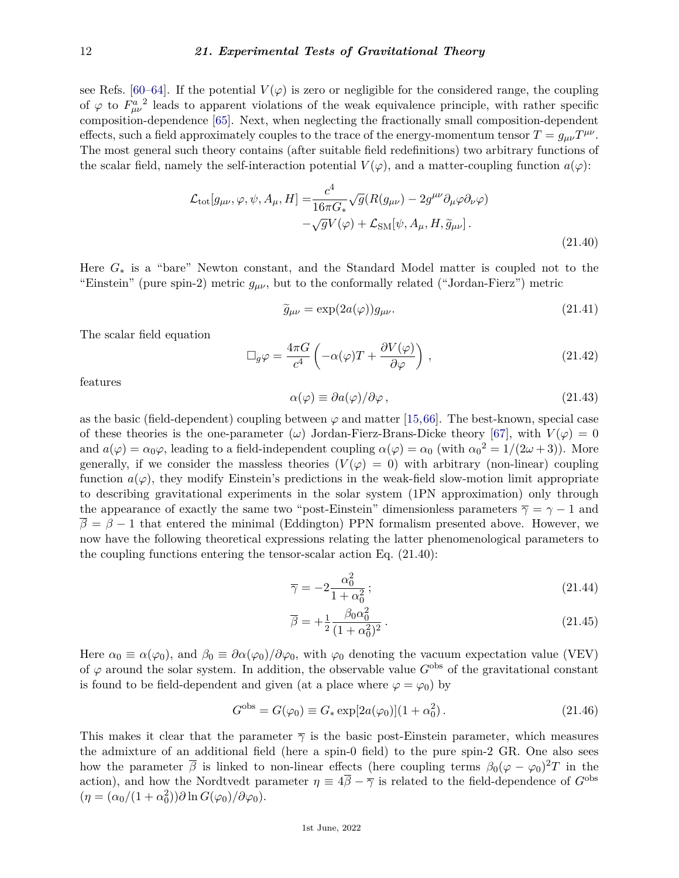see Refs. [60–64]. If the potential $V(\varphi)$ is zero or negligible for the considered range, the coupling of $\varphi$ to ${F^a_{\mu\nu}}^2$ leads to apparent violations of the weak equivalence principle, with rather specific composition-dependence [65]. Next, when neglecting the fractionally small composition-dependent effects, such a field approximately couples to the trace of the energy-momentum tensor $T = g_{\mu\nu}T^{\mu\nu}$. The most general such theory contains (after suitable field redefinitions) two arbitrary functions of the scalar field, namely the self-interaction potential $V(\varphi)$, and a matter-coupling function $a(\varphi)$:

$$
\begin{aligned}
\mathcal{L}_{\rm tot}[g_{\mu\nu}, \varphi, \psi, A_\mu, H] =& \frac{c^4}{16\pi G_*}\sqrt{g}(R(g_{\mu\nu}) - 2g^{\mu\nu}\partial_\mu\varphi\partial_\nu\varphi) \\
&-\sqrt{g}V(\varphi) + \mathcal{L}_{\rm SM}[\psi, A_\mu, H, \widetilde{g}_{\mu\nu}] \,.
\end{aligned}
\tag{21.40}
$$

Here $G_*$ is a "bare" Newton constant, and the Standard Model matter is coupled not to the "Einstein" (pure spin-2) metric $g_{\mu\nu}$, but to the conformally related ("Jordan-Fierz") metric

$$
\widetilde{g}_{\mu\nu} = \exp(2a(\varphi))g_{\mu\nu}. \tag{21.41}
$$

The scalar field equation

$$
\Box_g \varphi = \frac{4\pi G}{c^4}\left(-\alpha(\varphi)T + \frac{\partial V(\varphi)}{\partial\varphi}\right) , \tag{21.42}
$$

features

$$
\alpha(\varphi) \equiv \partial a(\varphi)/\partial\varphi \,, \tag{21.43}
$$

as the basic (field-dependent) coupling between $\varphi$ and matter [15,66]. The best-known, special case of these theories is the one-parameter ($\omega$) Jordan-Fierz-Brans-Dicke theory [67], with $V(\varphi) = 0$ and $a(\varphi) = \alpha_0\varphi$, leading to a field-independent coupling $\alpha(\varphi) = \alpha_0$ (with ${\alpha_0}^2 = 1/(2\omega+3)$). More generally, if we consider the massless theories ($V(\varphi) = 0$) with arbitrary (non-linear) coupling function $a(\varphi)$, they modify Einstein's predictions in the weak-field slow-motion limit appropriate to describing gravitational experiments in the solar system (1PN approximation) only through the appearance of exactly the same two "post-Einstein" dimensionless parameters $\overline{\gamma} = \gamma - 1$ and $\overline{\beta} = \beta - 1$ that entered the minimal (Eddington) PPN formalism presented above. However, we now have the following theoretical expressions relating the latter phenomenological parameters to the coupling functions entering the tensor-scalar action Eq. (21.40):

$$
\overline{\gamma} = -2\frac{\alpha_0^2}{1+\alpha_0^2} \,; \tag{21.44}
$$

$$
\overline{\beta} = +\tfrac{1}{2}\frac{\beta_0\alpha_0^2}{(1+\alpha_0^2)^2} \,. \tag{21.45}
$$

Here $\alpha_0 \equiv \alpha(\varphi_0)$, and $\beta_0 \equiv \partial\alpha(\varphi_0)/\partial\varphi_0$, with $\varphi_0$ denoting the vacuum expectation value (VEV) of $\varphi$ around the solar system. In addition, the observable value $G^{\rm obs}$ of the gravitational constant is found to be field-dependent and given (at a place where $\varphi = \varphi_0$) by

$$
G^{\rm obs} = G(\varphi_0) \equiv G_* \exp[2a(\varphi_0)](1+\alpha_0^2) \,. \tag{21.46}
$$

This makes it clear that the parameter $\overline{\gamma}$ is the basic post-Einstein parameter, which measures the admixture of an additional field (here a spin-0 field) to the pure spin-2 GR. One also sees how the parameter $\overline{\beta}$ is linked to non-linear effects (here coupling terms $\beta_0(\varphi-\varphi_0)^2T$ in the action), and how the Nordtvedt parameter $\eta \equiv 4\overline{\beta} - \overline{\gamma}$ is related to the field-dependence of $G^{\rm obs}$ ($\eta = (\alpha_0/(1+\alpha_0^2))\partial \ln G(\varphi_0)/\partial\varphi_0$).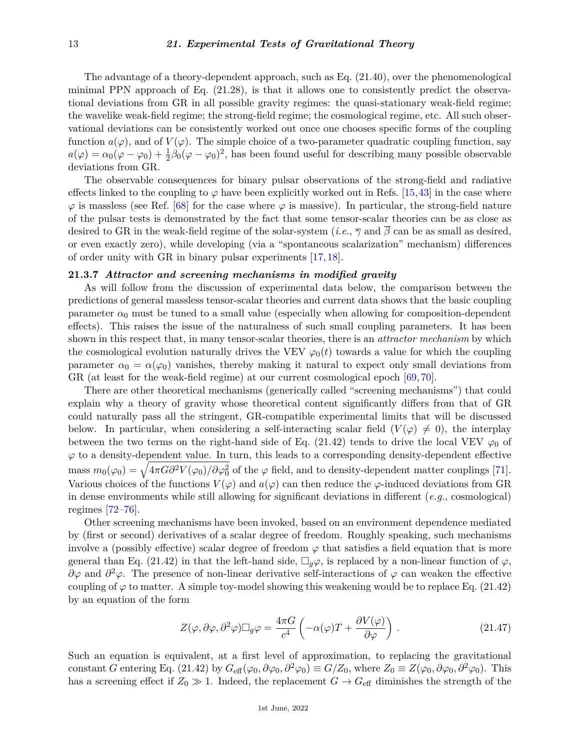The advantage of a theory-dependent approach, such as Eq. (21.40), over the phenomenological minimal PPN approach of Eq. (21.28), is that it allows one to consistently predict the observational deviations from GR in all possible gravity regimes: the quasi-stationary weak-field regime; the wavelike weak-field regime; the strong-field regime; the cosmological regime, etc. All such observational deviations can be consistently worked out once one chooses specific forms of the coupling function $a(\varphi)$, and of $V(\varphi)$. The simple choice of a two-parameter quadratic coupling function, say $a(\varphi) = \alpha_0(\varphi - \varphi_0) + \frac{1}{2}\beta_0(\varphi - \varphi_0)^2$, has been found useful for describing many possible observable deviations from GR.

The observable consequences for binary pulsar observations of the strong-field and radiative effects linked to the coupling to $\varphi$ have been explicitly worked out in Refs. [15,43] in the case where $\varphi$ is massless (see Ref. [68] for the case where $\varphi$ is massive). In particular, the strong-field nature of the pulsar tests is demonstrated by the fact that some tensor-scalar theories can be as close as desired to GR in the weak-field regime of the solar-system (*i.e.*, $\overline{\gamma}$ and $\overline{\beta}$ can be as small as desired, or even exactly zero), while developing (via a "spontaneous scalarization" mechanism) differences of order unity with GR in binary pulsar experiments [17,18].

### 21.3.7 *Attractor and screening mechanisms in modified gravity*

As will follow from the discussion of experimental data below, the comparison between the predictions of general massless tensor-scalar theories and current data shows that the basic coupling parameter $\alpha_0$ must be tuned to a small value (especially when allowing for composition-dependent effects). This raises the issue of the naturalness of such small coupling parameters. It has been shown in this respect that, in many tensor-scalar theories, there is an *attractor mechanism* by which the cosmological evolution naturally drives the VEV $\varphi_0(t)$ towards a value for which the coupling parameter $\alpha_0 = \alpha(\varphi_0)$ vanishes, thereby making it natural to expect only small deviations from GR (at least for the weak-field regime) at our current cosmological epoch [69,70].

There are other theoretical mechanisms (generically called "screening mechanisms") that could explain why a theory of gravity whose theoretical content significantly differs from that of GR could naturally pass all the stringent, GR-compatible experimental limits that will be discussed below. In particular, when considering a self-interacting scalar field ($V(\varphi) \neq 0$), the interplay between the two terms on the right-hand side of Eq. (21.42) tends to drive the local VEV $\varphi_0$ of $\varphi$ to a density-dependent value. In turn, this leads to a corresponding density-dependent effective mass $m_0(\varphi_0) = \sqrt{4\pi G \partial^2 V(\varphi_0)/\partial\varphi_0^2}$ of the $\varphi$ field, and to density-dependent matter couplings [71]. Various choices of the functions $V(\varphi)$ and $a(\varphi)$ can then reduce the $\varphi$-induced deviations from GR in dense environments while still allowing for significant deviations in different (*e.g.*, cosmological) regimes [72–76].

Other screening mechanisms have been invoked, based on an environment dependence mediated by (first or second) derivatives of a scalar degree of freedom. Roughly speaking, such mechanisms involve a (possibly effective) scalar degree of freedom $\varphi$ that satisfies a field equation that is more general than Eq. (21.42) in that the left-hand side, $\Box_g\varphi$, is replaced by a non-linear function of $\varphi$, $\partial\varphi$ and $\partial^2\varphi$. The presence of non-linear derivative self-interactions of $\varphi$ can weaken the effective coupling of $\varphi$ to matter. A simple toy-model showing this weakening would be to replace Eq. (21.42) by an equation of the form

$$Z(\varphi, \partial\varphi, \partial^2\varphi)\Box_g\varphi = \frac{4\pi G}{c^4}\left(-\alpha(\varphi)T + \frac{\partial V(\varphi)}{\partial\varphi}\right). \tag{21.47}$$

Such an equation is equivalent, at a first level of approximation, to replacing the gravitational constant $G$ entering Eq. (21.42) by $G_{\text{eff}}(\varphi_0, \partial\varphi_0, \partial^2\varphi_0) \equiv G/Z_0$, where $Z_0 \equiv Z(\varphi_0, \partial\varphi_0, \partial^2\varphi_0)$. This has a screening effect if $Z_0 \gg 1$. Indeed, the replacement $G \to G_{\text{eff}}$ diminishes the strength of the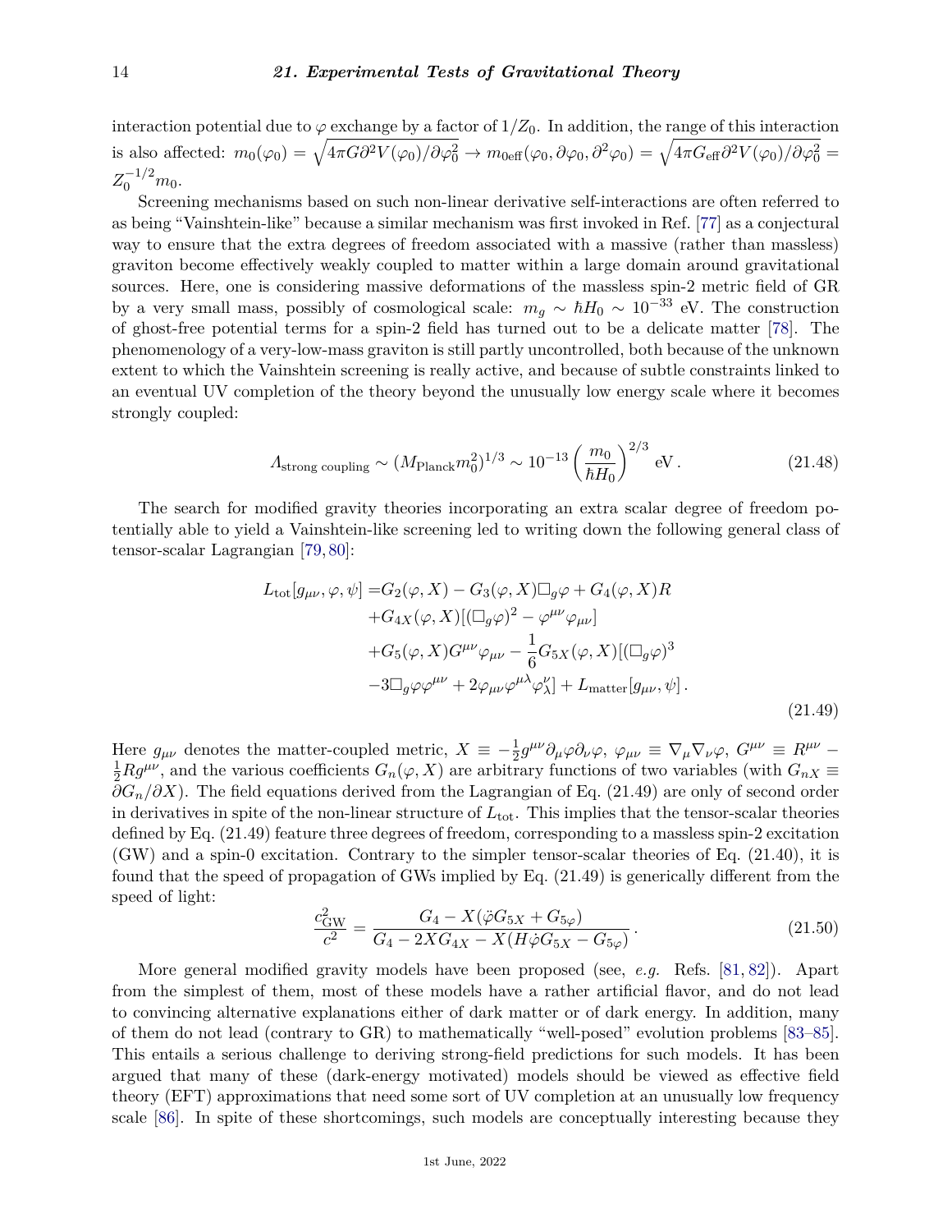interaction potential due to $\varphi$ exchange by a factor of $1/Z_0$. In addition, the range of this interaction is also affected: $m_0(\varphi_0) = \sqrt{4\pi G \partial^2 V(\varphi_0)/\partial\varphi_0^2} \to m_{0\text{eff}}(\varphi_0, \partial\varphi_0, \partial^2\varphi_0) = \sqrt{4\pi G_{\text{eff}} \partial^2 V(\varphi_0)/\partial\varphi_0^2} = Z_0^{-1/2} m_0$.

Screening mechanisms based on such non-linear derivative self-interactions are often referred to as being "Vainshtein-like" because a similar mechanism was first invoked in Ref. [77] as a conjectural way to ensure that the extra degrees of freedom associated with a massive (rather than massless) graviton become effectively weakly coupled to matter within a large domain around gravitational sources. Here, one is considering massive deformations of the massless spin-2 metric field of GR by a very small mass, possibly of cosmological scale: $m_g \sim \hbar H_0 \sim 10^{-33}$ eV. The construction of ghost-free potential terms for a spin-2 field has turned out to be a delicate matter [78]. The phenomenology of a very-low-mass graviton is still partly uncontrolled, both because of the unknown extent to which the Vainshtein screening is really active, and because of subtle constraints linked to an eventual UV completion of the theory beyond the unusually low energy scale where it becomes strongly coupled:

$$\Lambda_{\text{strong coupling}} \sim (M_{\text{Planck}} m_0^2)^{1/3} \sim 10^{-13} \left(\frac{m_0}{\hbar H_0}\right)^{2/3} \text{eV}\,. \tag{21.48}$$

The search for modified gravity theories incorporating an extra scalar degree of freedom potentially able to yield a Vainshtein-like screening led to writing down the following general class of tensor-scalar Lagrangian [79, 80]:

$$\begin{aligned}
L_{\text{tot}}[g_{\mu\nu}, \varphi, \psi] =& G_2(\varphi, X) - G_3(\varphi, X)\Box_g\varphi + G_4(\varphi, X)R \\
&+ G_{4X}(\varphi, X)[(\Box_g\varphi)^2 - \varphi^{\mu\nu}\varphi_{\mu\nu}] \\
&+ G_5(\varphi, X)G^{\mu\nu}\varphi_{\mu\nu} - \frac{1}{6}G_{5X}(\varphi, X)[(\Box_g\varphi)^3 \\
&- 3\Box_g\varphi\varphi^{\mu\nu} + 2\varphi_{\mu\nu}\varphi^{\mu\lambda}\varphi^{\nu}_{\lambda}] + L_{\text{matter}}[g_{\mu\nu}, \psi]\,.
\end{aligned} \tag{21.49}$$

Here $g_{\mu\nu}$ denotes the matter-coupled metric, $X \equiv -\frac{1}{2}g^{\mu\nu}\partial_\mu\varphi\partial_\nu\varphi$, $\varphi_{\mu\nu} \equiv \nabla_\mu\nabla_\nu\varphi$, $G^{\mu\nu} \equiv R^{\mu\nu} - \frac{1}{2}Rg^{\mu\nu}$, and the various coefficients $G_n(\varphi, X)$ are arbitrary functions of two variables (with $G_{nX} \equiv \partial G_n/\partial X$). The field equations derived from the Lagrangian of Eq. (21.49) are only of second order in derivatives in spite of the non-linear structure of $L_{\text{tot}}$. This implies that the tensor-scalar theories defined by Eq. (21.49) feature three degrees of freedom, corresponding to a massless spin-2 excitation (GW) and a spin-0 excitation. Contrary to the simpler tensor-scalar theories of Eq. (21.40), it is found that the speed of propagation of GWs implied by Eq. (21.49) is generically different from the speed of light:

$$\frac{c_{\text{GW}}^2}{c^2} = \frac{G_4 - X(\ddot{\varphi}G_{5X} + G_{5\varphi})}{G_4 - 2XG_{4X} - X(H\dot{\varphi}G_{5X} - G_{5\varphi})}\,. \tag{21.50}$$

More general modified gravity models have been proposed (see, *e.g.* Refs. [81, 82]). Apart from the simplest of them, most of these models have a rather artificial flavor, and do not lead to convincing alternative explanations either of dark matter or of dark energy. In addition, many of them do not lead (contrary to GR) to mathematically "well-posed" evolution problems [83–85]. This entails a serious challenge to deriving strong-field predictions for such models. It has been argued that many of these (dark-energy motivated) models should be viewed as effective field theory (EFT) approximations that need some sort of UV completion at an unusually low frequency scale [86]. In spite of these shortcomings, such models are conceptually interesting because they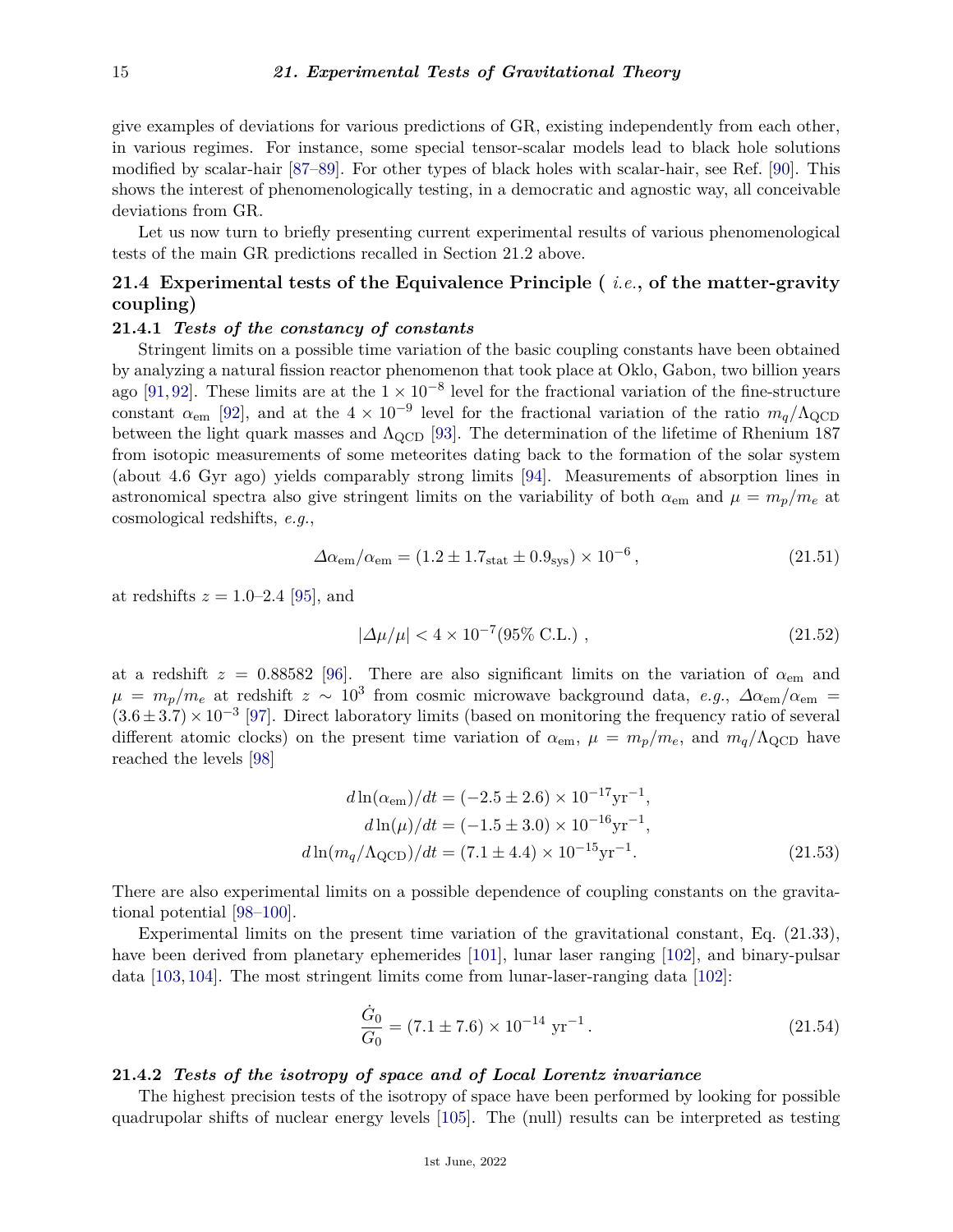give examples of deviations for various predictions of GR, existing independently from each other, in various regimes. For instance, some special tensor-scalar models lead to black hole solutions modified by scalar-hair [87–89]. For other types of black holes with scalar-hair, see Ref. [90]. This shows the interest of phenomenologically testing, in a democratic and agnostic way, all conceivable deviations from GR.

Let us now turn to briefly presenting current experimental results of various phenomenological tests of the main GR predictions recalled in Section 21.2 above.

## 21.4 Experimental tests of the Equivalence Principle ( *i.e.*, of the matter-gravity coupling)

### 21.4.1 *Tests of the constancy of constants*

Stringent limits on a possible time variation of the basic coupling constants have been obtained by analyzing a natural fission reactor phenomenon that took place at Oklo, Gabon, two billion years ago [91, 92]. These limits are at the $1 \times 10^{-8}$ level for the fractional variation of the fine-structure constant $\alpha_{\rm em}$ [92], and at the $4 \times 10^{-9}$ level for the fractional variation of the ratio $m_q/\Lambda_{\rm QCD}$ between the light quark masses and $\Lambda_{\rm QCD}$ [93]. The determination of the lifetime of Rhenium 187 from isotopic measurements of some meteorites dating back to the formation of the solar system (about 4.6 Gyr ago) yields comparably strong limits [94]. Measurements of absorption lines in astronomical spectra also give stringent limits on the variability of both $\alpha_{\rm em}$ and $\mu = m_p/m_e$ at cosmological redshifts, *e.g.*,

$$\Delta\alpha_{\rm em}/\alpha_{\rm em} = (1.2 \pm 1.7_{\rm stat} \pm 0.9_{\rm sys}) \times 10^{-6}\,, \tag{21.51}$$

at redshifts $z = 1.0$–$2.4$ [95], and

$$|\Delta\mu/\mu| < 4 \times 10^{-7} (95\%\ \text{C.L.})\,, \tag{21.52}$$

at a redshift $z = 0.88582$ [96]. There are also significant limits on the variation of $\alpha_{\rm em}$ and $\mu = m_p/m_e$ at redshift $z \sim 10^3$ from cosmic microwave background data, *e.g.*, $\Delta\alpha_{\rm em}/\alpha_{\rm em} = (3.6 \pm 3.7) \times 10^{-3}$ [97]. Direct laboratory limits (based on monitoring the frequency ratio of several different atomic clocks) on the present time variation of $\alpha_{\rm em}$, $\mu = m_p/m_e$, and $m_q/\Lambda_{\rm QCD}$ have reached the levels [98]

$$\begin{aligned}
d\ln(\alpha_{\rm em})/dt &= (-2.5 \pm 2.6) \times 10^{-17} {\rm yr}^{-1}, \\
d\ln(\mu)/dt &= (-1.5 \pm 3.0) \times 10^{-16} {\rm yr}^{-1}, \\
d\ln(m_q/\Lambda_{\rm QCD})/dt &= (7.1 \pm 4.4) \times 10^{-15} {\rm yr}^{-1}.
\end{aligned} \tag{21.53}$$

There are also experimental limits on a possible dependence of coupling constants on the gravitational potential [98–100].

Experimental limits on the present time variation of the gravitational constant, Eq. (21.33), have been derived from planetary ephemerides [101], lunar laser ranging [102], and binary-pulsar data [103, 104]. The most stringent limits come from lunar-laser-ranging data [102]:

$$\frac{\dot G_0}{G_0} = (7.1 \pm 7.6) \times 10^{-14}\ {\rm yr}^{-1}\,. \tag{21.54}$$

### 21.4.2 *Tests of the isotropy of space and of Local Lorentz invariance*

The highest precision tests of the isotropy of space have been performed by looking for possible quadrupolar shifts of nuclear energy levels [105]. The (null) results can be interpreted as testing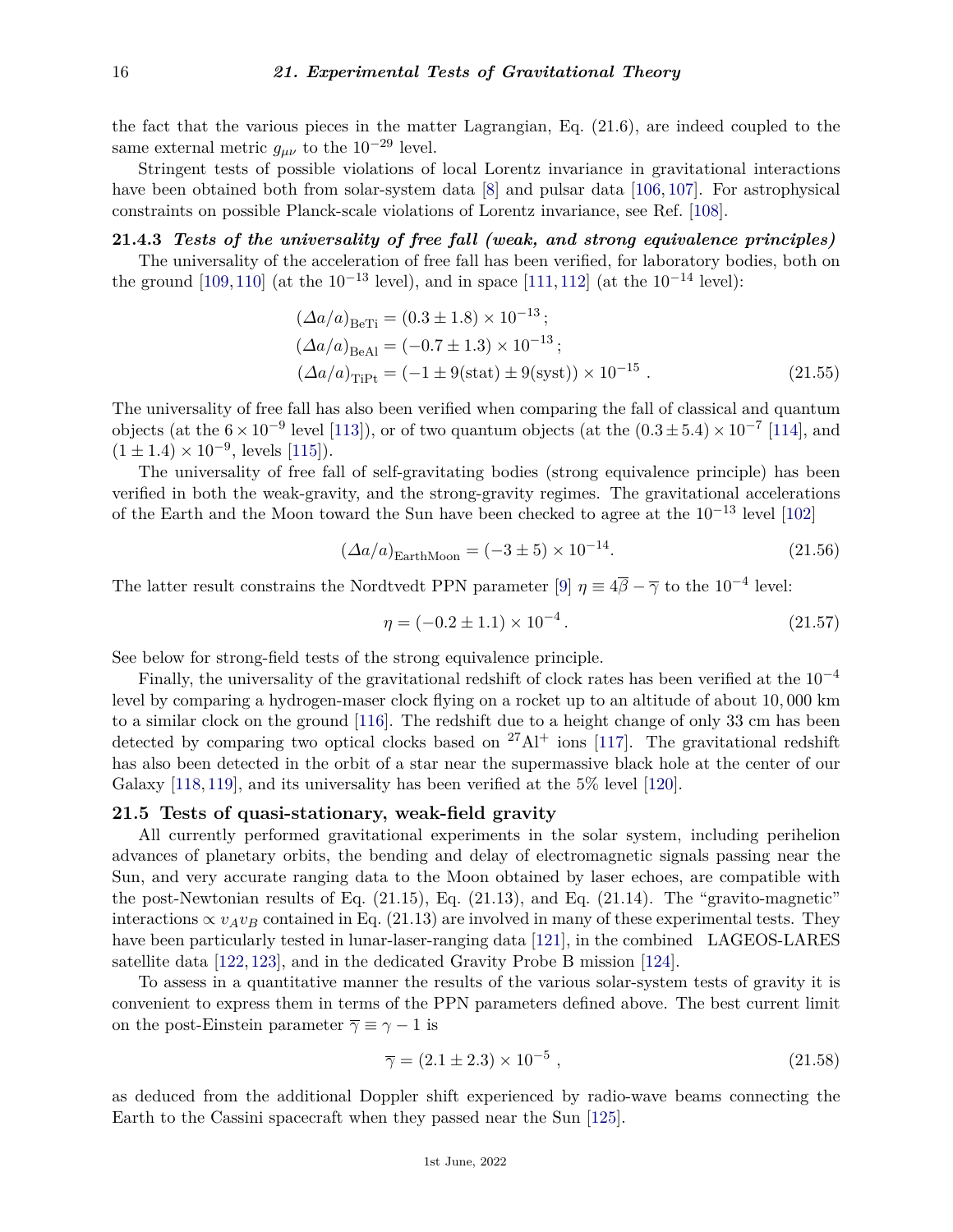the fact that the various pieces in the matter Lagrangian, Eq. (21.6), are indeed coupled to the same external metric $g_{\mu\nu}$ to the $10^{-29}$ level.

Stringent tests of possible violations of local Lorentz invariance in gravitational interactions have been obtained both from solar-system data [8] and pulsar data [106, 107]. For astrophysical constraints on possible Planck-scale violations of Lorentz invariance, see Ref. [108].

### 21.4.3 *Tests of the universality of free fall (weak, and strong equivalence principles)*

The universality of the acceleration of free fall has been verified, for laboratory bodies, both on the ground [109, 110] (at the $10^{-13}$ level), and in space [111, 112] (at the $10^{-14}$ level):

$$
\begin{aligned}
(\Delta a/a)_{\rm BeTi} &= (0.3 \pm 1.8) \times 10^{-13}\,;\\
(\Delta a/a)_{\rm BeAl} &= (-0.7 \pm 1.3) \times 10^{-13}\,;\\
(\Delta a/a)_{\rm TiPt} &= (-1 \pm 9({\rm stat}) \pm 9({\rm syst})) \times 10^{-15}\,.
\end{aligned}
\tag{21.55}
$$

The universality of free fall has also been verified when comparing the fall of classical and quantum objects (at the $6 \times 10^{-9}$ level [113]), or of two quantum objects (at the $(0.3 \pm 5.4) \times 10^{-7}$ [114], and $(1 \pm 1.4) \times 10^{-9}$, levels [115]).

The universality of free fall of self-gravitating bodies (strong equivalence principle) has been verified in both the weak-gravity, and the strong-gravity regimes. The gravitational accelerations of the Earth and the Moon toward the Sun have been checked to agree at the $10^{-13}$ level [102]

$$
(\Delta a/a)_{\rm EarthMoon} = (-3 \pm 5) \times 10^{-14}. \tag{21.56}
$$

The latter result constrains the Nordtvedt PPN parameter [9] $\eta \equiv 4\overline{\beta} - \overline{\gamma}$ to the $10^{-4}$ level:

$$
\eta = (-0.2 \pm 1.1) \times 10^{-4}\,. \tag{21.57}
$$

See below for strong-field tests of the strong equivalence principle.

Finally, the universality of the gravitational redshift of clock rates has been verified at the $10^{-4}$ level by comparing a hydrogen-maser clock flying on a rocket up to an altitude of about 10,000 km to a similar clock on the ground [116]. The redshift due to a height change of only 33 cm has been detected by comparing two optical clocks based on $^{27}{\rm Al}^{+}$ ions [117]. The gravitational redshift has also been detected in the orbit of a star near the supermassive black hole at the center of our Galaxy [118, 119], and its universality has been verified at the 5% level [120].

## 21.5 Tests of quasi-stationary, weak-field gravity

All currently performed gravitational experiments in the solar system, including perihelion advances of planetary orbits, the bending and delay of electromagnetic signals passing near the Sun, and very accurate ranging data to the Moon obtained by laser echoes, are compatible with the post-Newtonian results of Eq. (21.15), Eq. (21.13), and Eq. (21.14). The "gravito-magnetic" interactions $\propto v_A v_B$ contained in Eq. (21.13) are involved in many of these experimental tests. They have been particularly tested in lunar-laser-ranging data [121], in the combined LAGEOS-LARES satellite data [122, 123], and in the dedicated Gravity Probe B mission [124].

To assess in a quantitative manner the results of the various solar-system tests of gravity it is convenient to express them in terms of the PPN parameters defined above. The best current limit on the post-Einstein parameter $\overline{\gamma} \equiv \gamma - 1$ is

$$
\overline{\gamma} = (2.1 \pm 2.3) \times 10^{-5}\,, \tag{21.58}
$$

as deduced from the additional Doppler shift experienced by radio-wave beams connecting the Earth to the Cassini spacecraft when they passed near the Sun [125].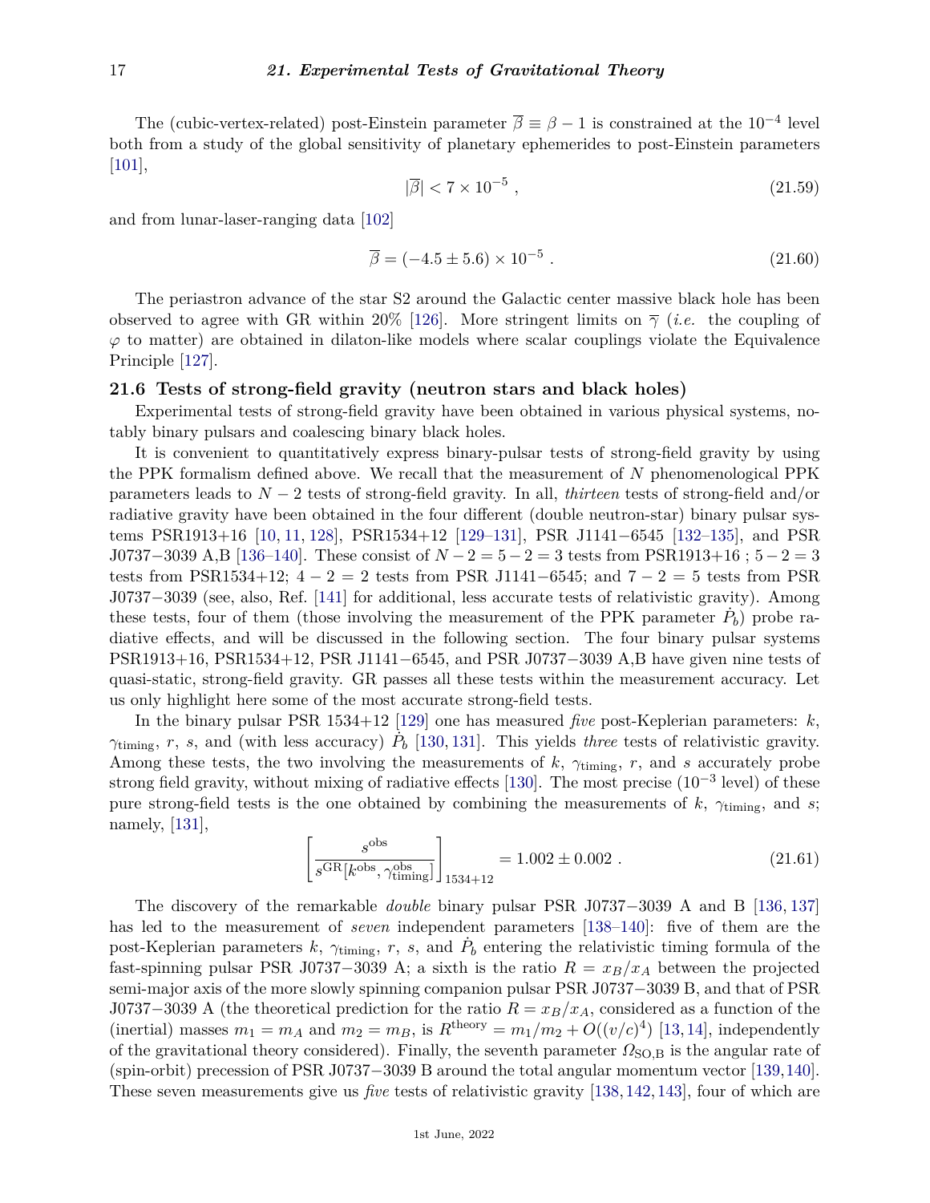The (cubic-vertex-related) post-Einstein parameter $\overline{\beta} \equiv \beta - 1$ is constrained at the $10^{-4}$ level both from a study of the global sensitivity of planetary ephemerides to post-Einstein parameters [101],

$$|\overline{\beta}| < 7 \times 10^{-5} \ , \tag{21.59}$$

and from lunar-laser-ranging data [102]

$$\overline{\beta} = (-4.5 \pm 5.6) \times 10^{-5} \ . \tag{21.60}$$

The periastron advance of the star S2 around the Galactic center massive black hole has been observed to agree with GR within 20% [126]. More stringent limits on $\overline{\gamma}$ (*i.e.* the coupling of $\varphi$ to matter) are obtained in dilaton-like models where scalar couplings violate the Equivalence Principle [127].

## 21.6 Tests of strong-field gravity (neutron stars and black holes)

Experimental tests of strong-field gravity have been obtained in various physical systems, notably binary pulsars and coalescing binary black holes.

It is convenient to quantitatively express binary-pulsar tests of strong-field gravity by using the PPK formalism defined above. We recall that the measurement of $N$ phenomenological PPK parameters leads to $N-2$ tests of strong-field gravity. In all, *thirteen* tests of strong-field and/or radiative gravity have been obtained in the four different (double neutron-star) binary pulsar systems PSR1913+16 [10, 11, 128], PSR1534+12 [129–131], PSR J1141−6545 [132–135], and PSR J0737−3039 A,B [136–140]. These consist of $N-2 = 5-2 = 3$ tests from PSR1913+16 ; $5-2 = 3$ tests from PSR1534+12; $4-2 = 2$ tests from PSR J1141−6545; and $7-2 = 5$ tests from PSR J0737−3039 (see, also, Ref. [141] for additional, less accurate tests of relativistic gravity). Among these tests, four of them (those involving the measurement of the PPK parameter $\dot{P}_b$) probe radiative effects, and will be discussed in the following section. The four binary pulsar systems PSR1913+16, PSR1534+12, PSR J1141−6545, and PSR J0737−3039 A,B have given nine tests of quasi-static, strong-field gravity. GR passes all these tests within the measurement accuracy. Let us only highlight here some of the most accurate strong-field tests.

In the binary pulsar PSR 1534+12 [129] one has measured *five* post-Keplerian parameters: $k$, $\gamma_{\rm timing}$, $r$, $s$, and (with less accuracy) $\dot{P}_b$ [130, 131]. This yields *three* tests of relativistic gravity. Among these tests, the two involving the measurements of $k$, $\gamma_{\rm timing}$, $r$, and $s$ accurately probe strong field gravity, without mixing of radiative effects [130]. The most precise ($10^{-3}$ level) of these pure strong-field tests is the one obtained by combining the measurements of $k$, $\gamma_{\rm timing}$, and $s$; namely, [131],

$$\left[\frac{s^{\rm obs}}{s^{\rm GR}[k^{\rm obs}, \gamma_{\rm timing}^{\rm obs}]}\right]_{1534+12} = 1.002 \pm 0.002 \ . \tag{21.61}$$

The discovery of the remarkable *double* binary pulsar PSR J0737−3039 A and B [136, 137] has led to the measurement of *seven* independent parameters [138–140]: five of them are the post-Keplerian parameters $k$, $\gamma_{\rm timing}$, $r$, $s$, and $\dot{P}_b$ entering the relativistic timing formula of the fast-spinning pulsar PSR J0737−3039 A; a sixth is the ratio $R = x_B/x_A$ between the projected semi-major axis of the more slowly spinning companion pulsar PSR J0737−3039 B, and that of PSR J0737−3039 A (the theoretical prediction for the ratio $R = x_B/x_A$, considered as a function of the (inertial) masses $m_1 = m_A$ and $m_2 = m_B$, is $R^{\rm theory} = m_1/m_2 + O((v/c)^4)$ [13, 14], independently of the gravitational theory considered). Finally, the seventh parameter $\Omega_{\rm SO,B}$ is the angular rate of (spin-orbit) precession of PSR J0737−3039 B around the total angular momentum vector [139, 140]. These seven measurements give us *five* tests of relativistic gravity [138, 142, 143], four of which are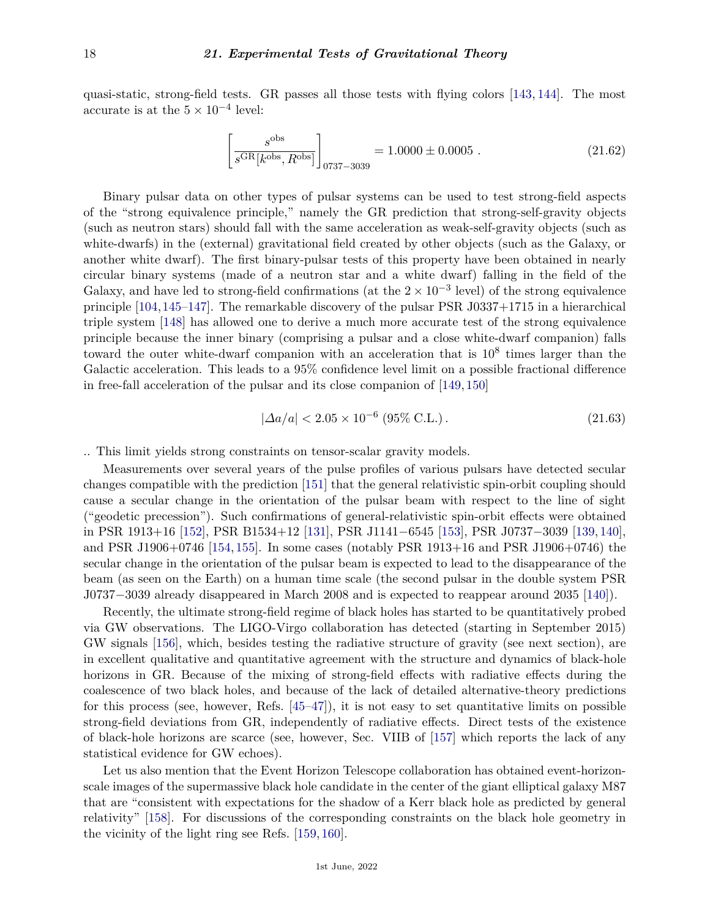quasi-static, strong-field tests. GR passes all those tests with flying colors [143, 144]. The most accurate is at the $5 \times 10^{-4}$ level:

$$\left[\frac{s^{\rm obs}}{s^{\rm GR}[k^{\rm obs}, R^{\rm obs}]}\right]_{0737-3039} = 1.0000 \pm 0.0005 \ . \tag{21.62}$$

Binary pulsar data on other types of pulsar systems can be used to test strong-field aspects of the "strong equivalence principle," namely the GR prediction that strong-self-gravity objects (such as neutron stars) should fall with the same acceleration as weak-self-gravity objects (such as white-dwarfs) in the (external) gravitational field created by other objects (such as the Galaxy, or another white dwarf). The first binary-pulsar tests of this property have been obtained in nearly circular binary systems (made of a neutron star and a white dwarf) falling in the field of the Galaxy, and have led to strong-field confirmations (at the $2 \times 10^{-3}$ level) of the strong equivalence principle [104, 145–147]. The remarkable discovery of the pulsar PSR J0337+1715 in a hierarchical triple system [148] has allowed one to derive a much more accurate test of the strong equivalence principle because the inner binary (comprising a pulsar and a close white-dwarf companion) falls toward the outer white-dwarf companion with an acceleration that is $10^8$ times larger than the Galactic acceleration. This leads to a 95% confidence level limit on a possible fractional difference in free-fall acceleration of the pulsar and its close companion of [149, 150]

$$|\Delta a/a| < 2.05 \times 10^{-6} \ (95\% \ \text{C.L.}) \, . \tag{21.63}$$

.. This limit yields strong constraints on tensor-scalar gravity models.

Measurements over several years of the pulse profiles of various pulsars have detected secular changes compatible with the prediction [151] that the general relativistic spin-orbit coupling should cause a secular change in the orientation of the pulsar beam with respect to the line of sight ("geodetic precession"). Such confirmations of general-relativistic spin-orbit effects were obtained in PSR 1913+16 [152], PSR B1534+12 [131], PSR J1141−6545 [153], PSR J0737−3039 [139, 140], and PSR J1906+0746 [154, 155]. In some cases (notably PSR 1913+16 and PSR J1906+0746) the secular change in the orientation of the pulsar beam is expected to lead to the disappearance of the beam (as seen on the Earth) on a human time scale (the second pulsar in the double system PSR J0737−3039 already disappeared in March 2008 and is expected to reappear around 2035 [140]).

Recently, the ultimate strong-field regime of black holes has started to be quantitatively probed via GW observations. The LIGO-Virgo collaboration has detected (starting in September 2015) GW signals [156], which, besides testing the radiative structure of gravity (see next section), are in excellent qualitative and quantitative agreement with the structure and dynamics of black-hole horizons in GR. Because of the mixing of strong-field effects with radiative effects during the coalescence of two black holes, and because of the lack of detailed alternative-theory predictions for this process (see, however, Refs. [45–47]), it is not easy to set quantitative limits on possible strong-field deviations from GR, independently of radiative effects. Direct tests of the existence of black-hole horizons are scarce (see, however, Sec. VIIB of [157] which reports the lack of any statistical evidence for GW echoes).

Let us also mention that the Event Horizon Telescope collaboration has obtained event-horizon-scale images of the supermassive black hole candidate in the center of the giant elliptical galaxy M87 that are "consistent with expectations for the shadow of a Kerr black hole as predicted by general relativity" [158]. For discussions of the corresponding constraints on the black hole geometry in the vicinity of the light ring see Refs. [159, 160].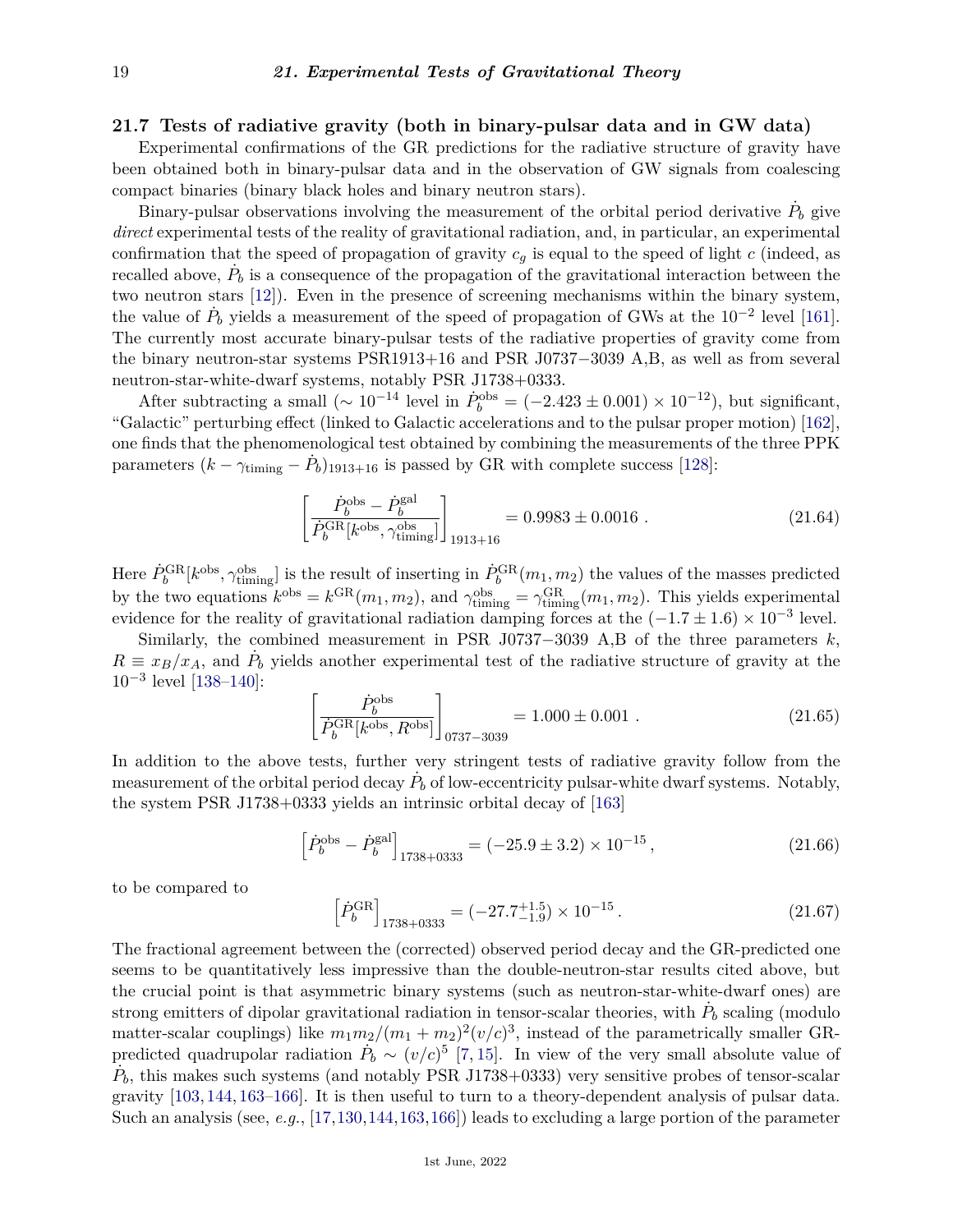## 21.7 Tests of radiative gravity (both in binary-pulsar data and in GW data)

Experimental confirmations of the GR predictions for the radiative structure of gravity have been obtained both in binary-pulsar data and in the observation of GW signals from coalescing compact binaries (binary black holes and binary neutron stars).

Binary-pulsar observations involving the measurement of the orbital period derivative $\dot{P}_b$ give *direct* experimental tests of the reality of gravitational radiation, and, in particular, an experimental confirmation that the speed of propagation of gravity $c_g$ is equal to the speed of light $c$ (indeed, as recalled above, $\dot{P}_b$ is a consequence of the propagation of the gravitational interaction between the two neutron stars [12]). Even in the presence of screening mechanisms within the binary system, the value of $\dot{P}_b$ yields a measurement of the speed of propagation of GWs at the $10^{-2}$ level [161]. The currently most accurate binary-pulsar tests of the radiative properties of gravity come from the binary neutron-star systems PSR1913+16 and PSR J0737−3039 A,B, as well as from several neutron-star-white-dwarf systems, notably PSR J1738+0333.

After subtracting a small ($\sim 10^{-14}$ level in $\dot{P}_b^{\rm obs} = (-2.423 \pm 0.001) \times 10^{-12}$), but significant, "Galactic" perturbing effect (linked to Galactic accelerations and to the pulsar proper motion) [162], one finds that the phenomenological test obtained by combining the measurements of the three PPK parameters $(k - \gamma_{\rm timing} - \dot{P}_b)_{1913+16}$ is passed by GR with complete success [128]:

$$\left[\frac{\dot{P}_b^{\rm obs} - \dot{P}_b^{\rm gal}}{\dot{P}_b^{\rm GR}[k^{\rm obs}, \gamma_{\rm timing}^{\rm obs}]}\right]_{1913+16} = 0.9983 \pm 0.0016 \; . \tag{21.64}$$

Here $\dot{P}_b^{\rm GR}[k^{\rm obs}, \gamma_{\rm timing}^{\rm obs}]$ is the result of inserting in $\dot{P}_b^{\rm GR}(m_1, m_2)$ the values of the masses predicted by the two equations $k^{\rm obs} = k^{\rm GR}(m_1, m_2)$, and $\gamma_{\rm timing}^{\rm obs} = \gamma_{\rm timing}^{\rm GR}(m_1, m_2)$. This yields experimental evidence for the reality of gravitational radiation damping forces at the $(-1.7 \pm 1.6) \times 10^{-3}$ level.

Similarly, the combined measurement in PSR J0737−3039 A,B of the three parameters $k$, $R \equiv x_B/x_A$, and $\dot{P}_b$ yields another experimental test of the radiative structure of gravity at the $10^{-3}$ level [138–140]:

$$\left[\frac{\dot{P}_b^{\rm obs}}{\dot{P}_b^{\rm GR}[k^{\rm obs}, R^{\rm obs}]}\right]_{0737-3039} = 1.000 \pm 0.001 \; . \tag{21.65}$$

In addition to the above tests, further very stringent tests of radiative gravity follow from the measurement of the orbital period decay $\dot{P}_b$ of low-eccentricity pulsar-white dwarf systems. Notably, the system PSR J1738+0333 yields an intrinsic orbital decay of [163]

$$\left[\dot{P}_b^{\rm obs} - \dot{P}_b^{\rm gal}\right]_{1738+0333} = (-25.9 \pm 3.2) \times 10^{-15} \,, \tag{21.66}$$

to be compared to

$$\left[\dot{P}_b^{\rm GR}\right]_{1738+0333} = (-27.7^{+1.5}_{-1.9}) \times 10^{-15} \,. \tag{21.67}$$

The fractional agreement between the (corrected) observed period decay and the GR-predicted one seems to be quantitatively less impressive than the double-neutron-star results cited above, but the crucial point is that asymmetric binary systems (such as neutron-star-white-dwarf ones) are strong emitters of dipolar gravitational radiation in tensor-scalar theories, with $\dot{P}_b$ scaling (modulo matter-scalar couplings) like $m_1 m_2/(m_1+m_2)^2 (v/c)^3$, instead of the parametrically smaller GR-predicted quadrupolar radiation $\dot{P}_b \sim (v/c)^5$ [7, 15]. In view of the very small absolute value of $\dot{P}_b$, this makes such systems (and notably PSR J1738+0333) very sensitive probes of tensor-scalar gravity [103, 144, 163–166]. It is then useful to turn to a theory-dependent analysis of pulsar data. Such an analysis (see, *e.g.*, [17, 130, 144, 163, 166]) leads to excluding a large portion of the parameter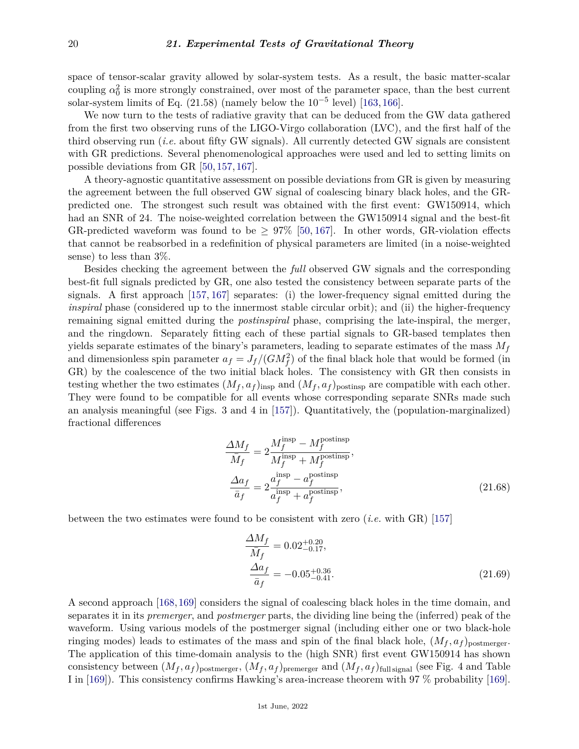space of tensor-scalar gravity allowed by solar-system tests. As a result, the basic matter-scalar coupling $\alpha_0^2$ is more strongly constrained, over most of the parameter space, than the best current solar-system limits of Eq. (21.58) (namely below the $10^{-5}$ level) [163, 166].

We now turn to the tests of radiative gravity that can be deduced from the GW data gathered from the first two observing runs of the LIGO-Virgo collaboration (LVC), and the first half of the third observing run (*i.e.* about fifty GW signals). All currently detected GW signals are consistent with GR predictions. Several phenomenological approaches were used and led to setting limits on possible deviations from GR [50, 157, 167].

A theory-agnostic quantitative assessment on possible deviations from GR is given by measuring the agreement between the full observed GW signal of coalescing binary black holes, and the GR-predicted one. The strongest such result was obtained with the first event: GW150914, which had an SNR of 24. The noise-weighted correlation between the GW150914 signal and the best-fit GR-predicted waveform was found to be $\geq 97\%$ [50, 167]. In other words, GR-violation effects that cannot be reabsorbed in a redefinition of physical parameters are limited (in a noise-weighted sense) to less than 3%.

Besides checking the agreement between the *full* observed GW signals and the corresponding best-fit full signals predicted by GR, one also tested the consistency between separate parts of the signals. A first approach [157, 167] separates: (i) the lower-frequency signal emitted during the *inspiral* phase (considered up to the innermost stable circular orbit); and (ii) the higher-frequency remaining signal emitted during the *postinspiral* phase, comprising the late-inspiral, the merger, and the ringdown. Separately fitting each of these partial signals to GR-based templates then yields separate estimates of the binary's parameters, leading to separate estimates of the mass $M_f$ and dimensionless spin parameter $a_f = J_f/(GM_f^2)$ of the final black hole that would be formed (in GR) by the coalescence of the two initial black holes. The consistency with GR then consists in testing whether the two estimates $(M_f, a_f)_{\rm insp}$ and $(M_f, a_f)_{\rm postinsp}$ are compatible with each other. They were found to be compatible for all events whose corresponding separate SNRs made such an analysis meaningful (see Figs. 3 and 4 in [157]). Quantitatively, the (population-marginalized) fractional differences

$$
\begin{aligned}
\frac{\Delta M_f}{\bar{M}_f} &= 2\frac{M_f^{\rm insp} - M_f^{\rm postinsp}}{M_f^{\rm insp} + M_f^{\rm postinsp}}, \\
\frac{\Delta a_f}{\bar{a}_f} &= 2\frac{a_f^{\rm insp} - a_f^{\rm postinsp}}{a_f^{\rm insp} + a_f^{\rm postinsp}},
\end{aligned} \tag{21.68}
$$

between the two estimates were found to be consistent with zero (*i.e.* with GR) [157]

$$
\begin{aligned}
\frac{\Delta M_f}{\bar{M}_f} &= 0.02^{+0.20}_{-0.17}, \\
\frac{\Delta a_f}{\bar{a}_f} &= -0.05^{+0.36}_{-0.41}.
\end{aligned} \tag{21.69}
$$

A second approach [168, 169] considers the signal of coalescing black holes in the time domain, and separates it in its *premerger*, and *postmerger* parts, the dividing line being the (inferred) peak of the waveform. Using various models of the postmerger signal (including either one or two black-hole ringing modes) leads to estimates of the mass and spin of the final black hole, $(M_f, a_f)_{\rm postmerger}$. The application of this time-domain analysis to the (high SNR) first event GW150914 has shown consistency between $(M_f, a_f)_{\rm postmerger}$, $(M_f, a_f)_{\rm premerger}$ and $(M_f, a_f)_{\rm full\,signal}$ (see Fig. 4 and Table I in [169]). This consistency confirms Hawking's area-increase theorem with 97 % probability [169].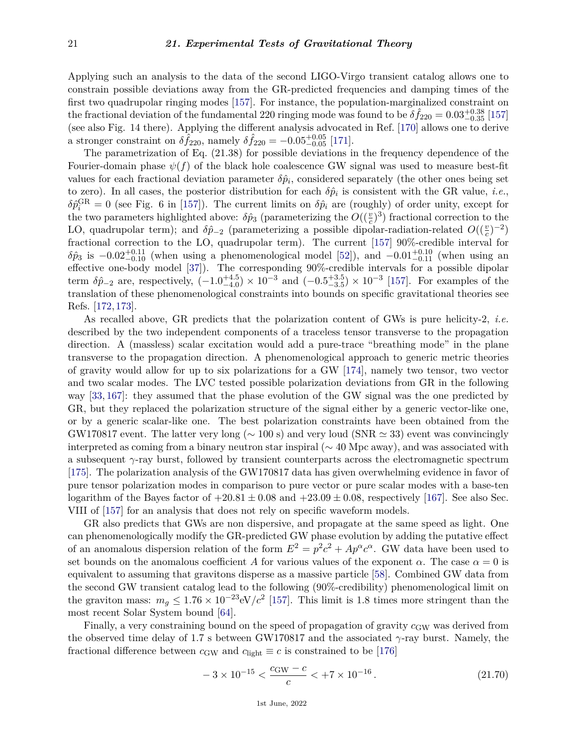Applying such an analysis to the data of the second LIGO-Virgo transient catalog allows one to constrain possible deviations away from the GR-predicted frequencies and damping times of the first two quadrupolar ringing modes [157]. For instance, the population-marginalized constraint on the fractional deviation of the fundamental 220 ringing mode was found to be $\delta\hat{f}_{220} = 0.03^{+0.38}_{-0.35}$ [157] (see also Fig. 14 there). Applying the different analysis advocated in Ref. [170] allows one to derive a stronger constraint on $\delta\hat{f}_{220}$, namely $\delta\hat{f}_{220} = -0.05^{+0.05}_{-0.05}$ [171].

The parametrization of Eq. (21.38) for possible deviations in the frequency dependence of the Fourier-domain phase $\psi(f)$ of the black hole coalescence GW signal was used to measure best-fit values for each fractional deviation parameter $\delta\hat{p}_i$, considered separately (the other ones being set to zero). In all cases, the posterior distribution for each $\delta\hat{p}_i$ is consistent with the GR value, *i.e.*, $\delta\hat{p}_i^{\mathrm{GR}} = 0$ (see Fig. 6 in [157]). The current limits on $\delta\hat{p}_i$ are (roughly) of order unity, except for the two parameters highlighted above: $\delta\hat{p}_3$ (parameterizing the $O((\frac{v}{c})^3)$ fractional correction to the LO, quadrupolar term); and $\delta\hat{p}_{-2}$ (parameterizing a possible dipolar-radiation-related $O((\frac{v}{c})^{-2})$ fractional correction to the LO, quadrupolar term). The current [157] 90%-credible interval for $\delta\hat{p}_3$ is $-0.02^{+0.11}_{-0.10}$ (when using a phenomenological model [52]), and $-0.01^{+0.10}_{-0.11}$ (when using an effective one-body model [37]). The corresponding 90%-credible intervals for a possible dipolar term $\delta\hat{p}_{-2}$ are, respectively, $(-1.0^{+4.5}_{-4.0}) \times 10^{-3}$ and $(-0.5^{+3.5}_{-3.5}) \times 10^{-3}$ [157]. For examples of the translation of these phenomenological constraints into bounds on specific gravitational theories see Refs. [172, 173].

As recalled above, GR predicts that the polarization content of GWs is pure helicity-2, *i.e.* described by the two independent components of a traceless tensor transverse to the propagation direction. A (massless) scalar excitation would add a pure-trace "breathing mode" in the plane transverse to the propagation direction. A phenomenological approach to generic metric theories of gravity would allow for up to six polarizations for a GW [174], namely two tensor, two vector and two scalar modes. The LVC tested possible polarization deviations from GR in the following way [33, 167]: they assumed that the phase evolution of the GW signal was the one predicted by GR, but they replaced the polarization structure of the signal either by a generic vector-like one, or by a generic scalar-like one. The best polarization constraints have been obtained from the GW170817 event. The latter very long ($\sim 100$ s) and very loud (SNR $\simeq 33$) event was convincingly interpreted as coming from a binary neutron star inspiral ($\sim 40$ Mpc away), and was associated with a subsequent $\gamma$-ray burst, followed by transient counterparts across the electromagnetic spectrum [175]. The polarization analysis of the GW170817 data has given overwhelming evidence in favor of pure tensor polarization modes in comparison to pure vector or pure scalar modes with a base-ten logarithm of the Bayes factor of $+20.81 \pm 0.08$ and $+23.09 \pm 0.08$, respectively [167]. See also Sec. VIII of [157] for an analysis that does not rely on specific waveform models.

GR also predicts that GWs are non dispersive, and propagate at the same speed as light. One can phenomenologically modify the GR-predicted GW phase evolution by adding the putative effect of an anomalous dispersion relation of the form $E^2 = p^2c^2 + Ap^\alpha c^\alpha$. GW data have been used to set bounds on the anomalous coefficient $A$ for various values of the exponent $\alpha$. The case $\alpha = 0$ is equivalent to assuming that gravitons disperse as a massive particle [58]. Combined GW data from the second GW transient catalog lead to the following (90%-credibility) phenomenological limit on the graviton mass: $m_g \leq 1.76 \times 10^{-23}\mathrm{eV}/c^2$ [157]. This limit is 1.8 times more stringent than the most recent Solar System bound [64].

Finally, a very constraining bound on the speed of propagation of gravity $c_{\mathrm{GW}}$ was derived from the observed time delay of 1.7 s between GW170817 and the associated $\gamma$-ray burst. Namely, the fractional difference between $c_{\mathrm{GW}}$ and $c_{\mathrm{light}} \equiv c$ is constrained to be [176]

$$-3 \times 10^{-15} < \frac{c_{\mathrm{GW}} - c}{c} < +7 \times 10^{-16}\,. \tag{21.70}$$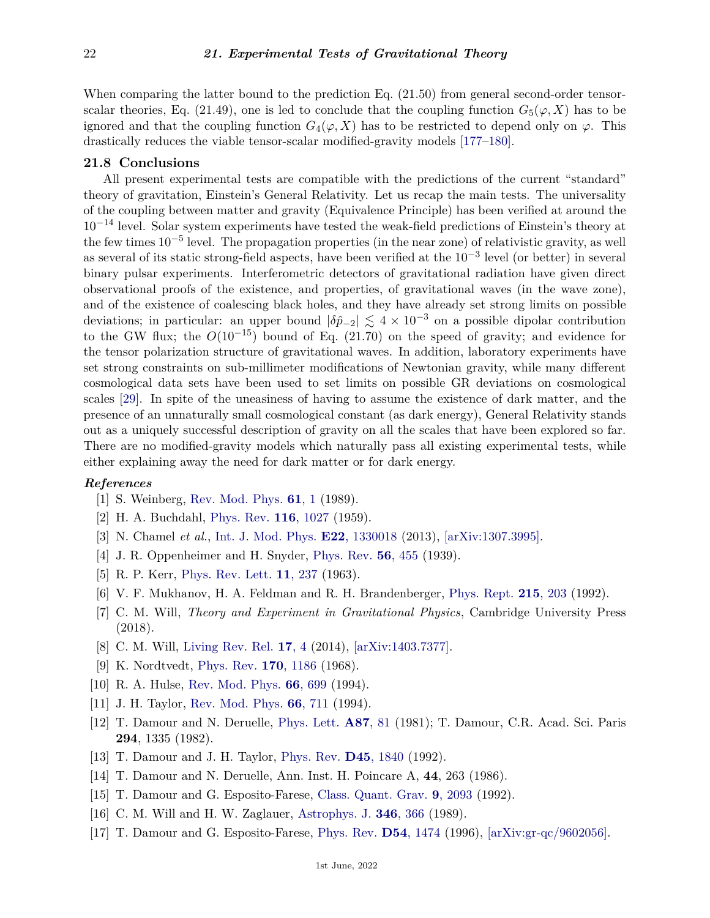When comparing the latter bound to the prediction Eq. (21.50) from general second-order tensor-scalar theories, Eq. (21.49), one is led to conclude that the coupling function $G_5(\varphi, X)$ has to be ignored and that the coupling function $G_4(\varphi, X)$ has to be restricted to depend only on $\varphi$. This drastically reduces the viable tensor-scalar modified-gravity models [177–180].

## 21.8 Conclusions

All present experimental tests are compatible with the predictions of the current "standard" theory of gravitation, Einstein's General Relativity. Let us recap the main tests. The universality of the coupling between matter and gravity (Equivalence Principle) has been verified at around the $10^{-14}$ level. Solar system experiments have tested the weak-field predictions of Einstein's theory at the few times $10^{-5}$ level. The propagation properties (in the near zone) of relativistic gravity, as well as several of its static strong-field aspects, have been verified at the $10^{-3}$ level (or better) in several binary pulsar experiments. Interferometric detectors of gravitational radiation have given direct observational proofs of the existence, and properties, of gravitational waves (in the wave zone), and of the existence of coalescing black holes, and they have already set strong limits on possible deviations; in particular: an upper bound $|\delta\hat{p}_{-2}| \lesssim 4 \times 10^{-3}$ on a possible dipolar contribution to the GW flux; the $O(10^{-15})$ bound of Eq. (21.70) on the speed of gravity; and evidence for the tensor polarization structure of gravitational waves. In addition, laboratory experiments have set strong constraints on sub-millimeter modifications of Newtonian gravity, while many different cosmological data sets have been used to set limits on possible GR deviations on cosmological scales [29]. In spite of the uneasiness of having to assume the existence of dark matter, and the presence of an unnaturally small cosmological constant (as dark energy), General Relativity stands out as a uniquely successful description of gravity on all the scales that have been explored so far. There are no modified-gravity models which naturally pass all existing experimental tests, while either explaining away the need for dark matter or for dark energy.

### *References*

[1] S. Weinberg, Rev. Mod. Phys. **61**, 1 (1989).

[2] H. A. Buchdahl, Phys. Rev. **116**, 1027 (1959).

[3] N. Chamel *et al.*, Int. J. Mod. Phys. **E22**, 1330018 (2013), [arXiv:1307.3995].

[4] J. R. Oppenheimer and H. Snyder, Phys. Rev. **56**, 455 (1939).

[5] R. P. Kerr, Phys. Rev. Lett. **11**, 237 (1963).

[6] V. F. Mukhanov, H. A. Feldman and R. H. Brandenberger, Phys. Rept. **215**, 203 (1992).

[7] C. M. Will, *Theory and Experiment in Gravitational Physics*, Cambridge University Press (2018).

[8] C. M. Will, Living Rev. Rel. **17**, 4 (2014), [arXiv:1403.7377].

[9] K. Nordtvedt, Phys. Rev. **170**, 1186 (1968).

[10] R. A. Hulse, Rev. Mod. Phys. **66**, 699 (1994).

[11] J. H. Taylor, Rev. Mod. Phys. **66**, 711 (1994).

[12] T. Damour and N. Deruelle, Phys. Lett. **A87**, 81 (1981); T. Damour, C.R. Acad. Sci. Paris **294**, 1335 (1982).

[13] T. Damour and J. H. Taylor, Phys. Rev. **D45**, 1840 (1992).

[14] T. Damour and N. Deruelle, Ann. Inst. H. Poincare A, **44**, 263 (1986).

[15] T. Damour and G. Esposito-Farese, Class. Quant. Grav. **9**, 2093 (1992).

[16] C. M. Will and H. W. Zaglauer, Astrophys. J. **346**, 366 (1989).

[17] T. Damour and G. Esposito-Farese, Phys. Rev. **D54**, 1474 (1996), [arXiv:gr-qc/9602056].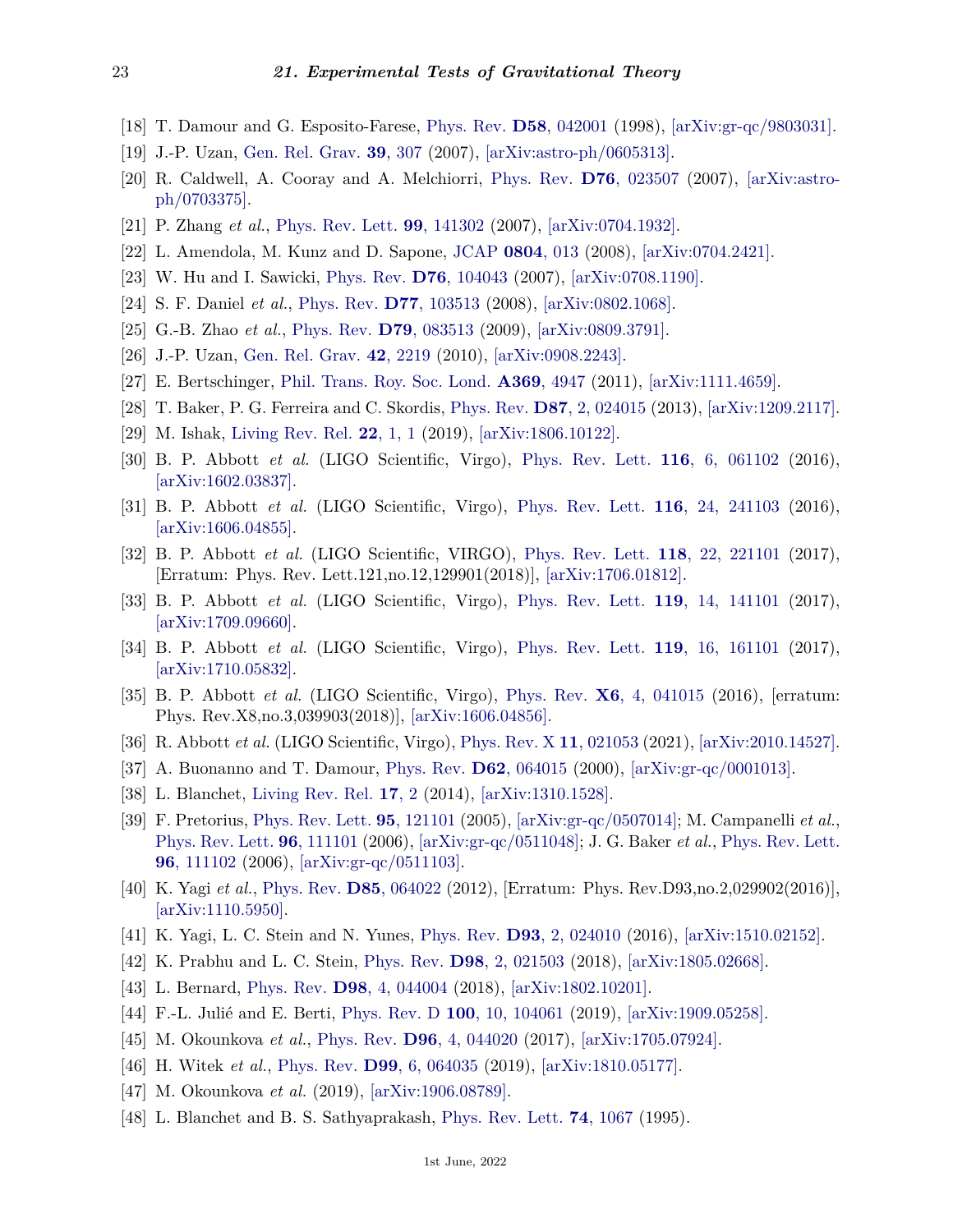[18] T. Damour and G. Esposito-Farese, Phys. Rev. **D58**, 042001 (1998), [arXiv:gr-qc/9803031].

[19] J.-P. Uzan, Gen. Rel. Grav. **39**, 307 (2007), [arXiv:astro-ph/0605313].

[20] R. Caldwell, A. Cooray and A. Melchiorri, Phys. Rev. **D76**, 023507 (2007), [arXiv:astro-ph/0703375].

[21] P. Zhang *et al.*, Phys. Rev. Lett. **99**, 141302 (2007), [arXiv:0704.1932].

[22] L. Amendola, M. Kunz and D. Sapone, JCAP **0804**, 013 (2008), [arXiv:0704.2421].

[23] W. Hu and I. Sawicki, Phys. Rev. **D76**, 104043 (2007), [arXiv:0708.1190].

[24] S. F. Daniel *et al.*, Phys. Rev. **D77**, 103513 (2008), [arXiv:0802.1068].

[25] G.-B. Zhao *et al.*, Phys. Rev. **D79**, 083513 (2009), [arXiv:0809.3791].

[26] J.-P. Uzan, Gen. Rel. Grav. **42**, 2219 (2010), [arXiv:0908.2243].

[27] E. Bertschinger, Phil. Trans. Roy. Soc. Lond. **A369**, 4947 (2011), [arXiv:1111.4659].

[28] T. Baker, P. G. Ferreira and C. Skordis, Phys. Rev. **D87**, 2, 024015 (2013), [arXiv:1209.2117].

[29] M. Ishak, Living Rev. Rel. **22**, 1, 1 (2019), [arXiv:1806.10122].

[30] B. P. Abbott *et al.* (LIGO Scientific, Virgo), Phys. Rev. Lett. **116**, 6, 061102 (2016), [arXiv:1602.03837].

[31] B. P. Abbott *et al.* (LIGO Scientific, Virgo), Phys. Rev. Lett. **116**, 24, 241103 (2016), [arXiv:1606.04855].

[32] B. P. Abbott *et al.* (LIGO Scientific, VIRGO), Phys. Rev. Lett. **118**, 22, 221101 (2017), [Erratum: Phys. Rev. Lett.121,no.12,129901(2018)], [arXiv:1706.01812].

[33] B. P. Abbott *et al.* (LIGO Scientific, Virgo), Phys. Rev. Lett. **119**, 14, 141101 (2017), [arXiv:1709.09660].

[34] B. P. Abbott *et al.* (LIGO Scientific, Virgo), Phys. Rev. Lett. **119**, 16, 161101 (2017), [arXiv:1710.05832].

[35] B. P. Abbott *et al.* (LIGO Scientific, Virgo), Phys. Rev. **X6**, 4, 041015 (2016), [erratum: Phys. Rev.X8,no.3,039903(2018)], [arXiv:1606.04856].

[36] R. Abbott *et al.* (LIGO Scientific, Virgo), Phys. Rev. X **11**, 021053 (2021), [arXiv:2010.14527].

[37] A. Buonanno and T. Damour, Phys. Rev. **D62**, 064015 (2000), [arXiv:gr-qc/0001013].

[38] L. Blanchet, Living Rev. Rel. **17**, 2 (2014), [arXiv:1310.1528].

[39] F. Pretorius, Phys. Rev. Lett. **95**, 121101 (2005), [arXiv:gr-qc/0507014]; M. Campanelli *et al.*, Phys. Rev. Lett. **96**, 111101 (2006), [arXiv:gr-qc/0511048]; J. G. Baker *et al.*, Phys. Rev. Lett. **96**, 111102 (2006), [arXiv:gr-qc/0511103].

[40] K. Yagi *et al.*, Phys. Rev. **D85**, 064022 (2012), [Erratum: Phys. Rev.D93,no.2,029902(2016)], [arXiv:1110.5950].

[41] K. Yagi, L. C. Stein and N. Yunes, Phys. Rev. **D93**, 2, 024010 (2016), [arXiv:1510.02152].

[42] K. Prabhu and L. C. Stein, Phys. Rev. **D98**, 2, 021503 (2018), [arXiv:1805.02668].

[43] L. Bernard, Phys. Rev. **D98**, 4, 044004 (2018), [arXiv:1802.10201].

[44] F.-L. Julié and E. Berti, Phys. Rev. D **100**, 10, 104061 (2019), [arXiv:1909.05258].

[45] M. Okounkova *et al.*, Phys. Rev. **D96**, 4, 044020 (2017), [arXiv:1705.07924].

[46] H. Witek *et al.*, Phys. Rev. **D99**, 6, 064035 (2019), [arXiv:1810.05177].

[47] M. Okounkova *et al.* (2019), [arXiv:1906.08789].

[48] L. Blanchet and B. S. Sathyaprakash, Phys. Rev. Lett. **74**, 1067 (1995).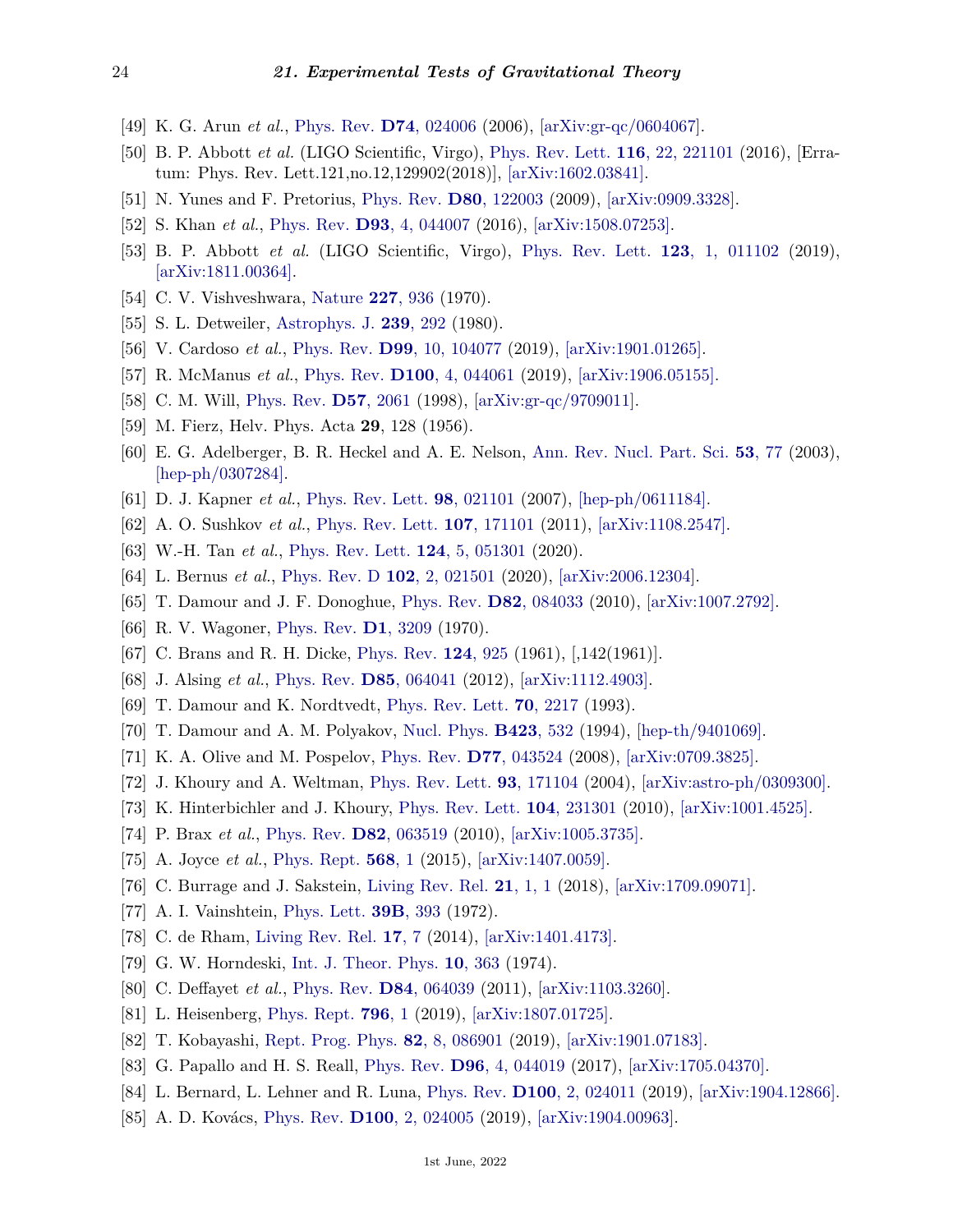[49] K. G. Arun *et al.*, Phys. Rev. **D74**, 024006 (2006), [arXiv:gr-qc/0604067].

[50] B. P. Abbott *et al.* (LIGO Scientific, Virgo), Phys. Rev. Lett. **116**, 22, 221101 (2016), [Erratum: Phys. Rev. Lett.121,no.12,129902(2018)], [arXiv:1602.03841].

[51] N. Yunes and F. Pretorius, Phys. Rev. **D80**, 122003 (2009), [arXiv:0909.3328].

[52] S. Khan *et al.*, Phys. Rev. **D93**, 4, 044007 (2016), [arXiv:1508.07253].

[53] B. P. Abbott *et al.* (LIGO Scientific, Virgo), Phys. Rev. Lett. **123**, 1, 011102 (2019), [arXiv:1811.00364].

[54] C. V. Vishveshwara, Nature **227**, 936 (1970).

[55] S. L. Detweiler, Astrophys. J. **239**, 292 (1980).

[56] V. Cardoso *et al.*, Phys. Rev. **D99**, 10, 104077 (2019), [arXiv:1901.01265].

[57] R. McManus *et al.*, Phys. Rev. **D100**, 4, 044061 (2019), [arXiv:1906.05155].

[58] C. M. Will, Phys. Rev. **D57**, 2061 (1998), [arXiv:gr-qc/9709011].

[59] M. Fierz, Helv. Phys. Acta **29**, 128 (1956).

[60] E. G. Adelberger, B. R. Heckel and A. E. Nelson, Ann. Rev. Nucl. Part. Sci. **53**, 77 (2003), [hep-ph/0307284].

[61] D. J. Kapner *et al.*, Phys. Rev. Lett. **98**, 021101 (2007), [hep-ph/0611184].

[62] A. O. Sushkov *et al.*, Phys. Rev. Lett. **107**, 171101 (2011), [arXiv:1108.2547].

[63] W.-H. Tan *et al.*, Phys. Rev. Lett. **124**, 5, 051301 (2020).

[64] L. Bernus *et al.*, Phys. Rev. D **102**, 2, 021501 (2020), [arXiv:2006.12304].

[65] T. Damour and J. F. Donoghue, Phys. Rev. **D82**, 084033 (2010), [arXiv:1007.2792].

[66] R. V. Wagoner, Phys. Rev. **D1**, 3209 (1970).

[67] C. Brans and R. H. Dicke, Phys. Rev. **124**, 925 (1961), [,142(1961)].

[68] J. Alsing *et al.*, Phys. Rev. **D85**, 064041 (2012), [arXiv:1112.4903].

[69] T. Damour and K. Nordtvedt, Phys. Rev. Lett. **70**, 2217 (1993).

[70] T. Damour and A. M. Polyakov, Nucl. Phys. **B423**, 532 (1994), [hep-th/9401069].

[71] K. A. Olive and M. Pospelov, Phys. Rev. **D77**, 043524 (2008), [arXiv:0709.3825].

[72] J. Khoury and A. Weltman, Phys. Rev. Lett. **93**, 171104 (2004), [arXiv:astro-ph/0309300].

[73] K. Hinterbichler and J. Khoury, Phys. Rev. Lett. **104**, 231301 (2010), [arXiv:1001.4525].

[74] P. Brax *et al.*, Phys. Rev. **D82**, 063519 (2010), [arXiv:1005.3735].

[75] A. Joyce *et al.*, Phys. Rept. **568**, 1 (2015), [arXiv:1407.0059].

[76] C. Burrage and J. Sakstein, Living Rev. Rel. **21**, 1, 1 (2018), [arXiv:1709.09071].

[77] A. I. Vainshtein, Phys. Lett. **39B**, 393 (1972).

[78] C. de Rham, Living Rev. Rel. **17**, 7 (2014), [arXiv:1401.4173].

[79] G. W. Horndeski, Int. J. Theor. Phys. **10**, 363 (1974).

[80] C. Deffayet *et al.*, Phys. Rev. **D84**, 064039 (2011), [arXiv:1103.3260].

[81] L. Heisenberg, Phys. Rept. **796**, 1 (2019), [arXiv:1807.01725].

[82] T. Kobayashi, Rept. Prog. Phys. **82**, 8, 086901 (2019), [arXiv:1901.07183].

[83] G. Papallo and H. S. Reall, Phys. Rev. **D96**, 4, 044019 (2017), [arXiv:1705.04370].

[84] L. Bernard, L. Lehner and R. Luna, Phys. Rev. **D100**, 2, 024011 (2019), [arXiv:1904.12866].

[85] A. D. Kovács, Phys. Rev. **D100**, 2, 024005 (2019), [arXiv:1904.00963].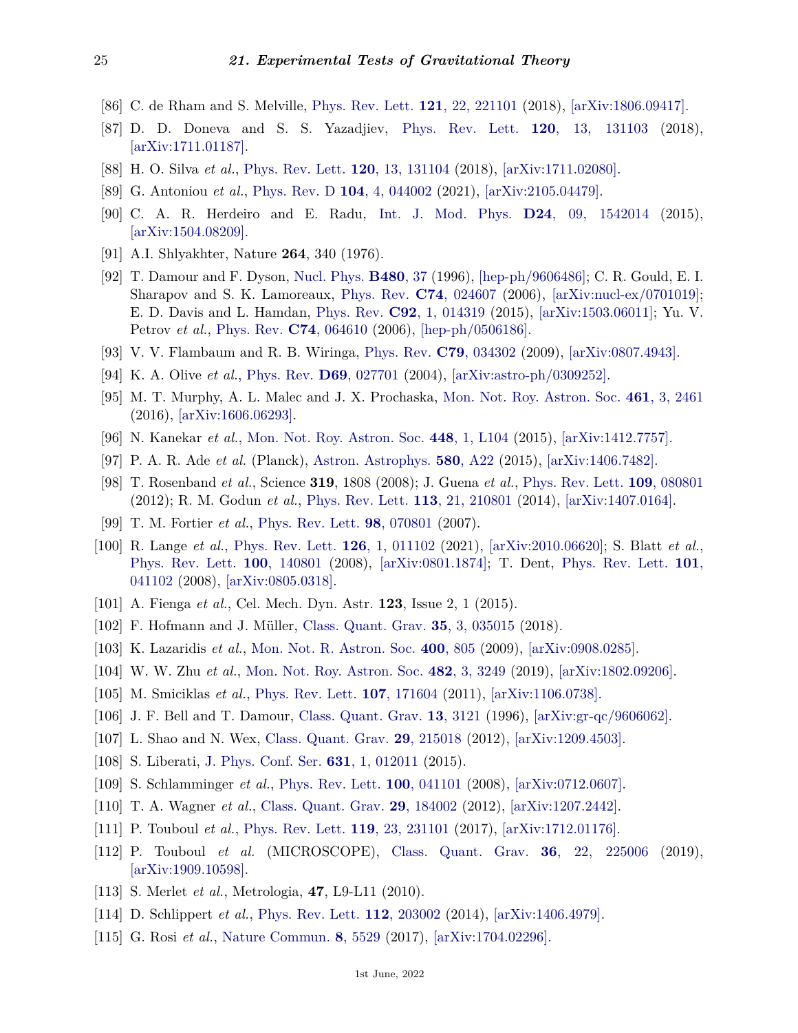[86] C. de Rham and S. Melville, Phys. Rev. Lett. **121**, 22, 221101 (2018), [arXiv:1806.09417].

[87] D. D. Doneva and S. S. Yazadjiev, Phys. Rev. Lett. **120**, 13, 131103 (2018), [arXiv:1711.01187].

[88] H. O. Silva *et al.*, Phys. Rev. Lett. **120**, 13, 131104 (2018), [arXiv:1711.02080].

[89] G. Antoniou *et al.*, Phys. Rev. D **104**, 4, 044002 (2021), [arXiv:2105.04479].

[90] C. A. R. Herdeiro and E. Radu, Int. J. Mod. Phys. **D24**, 09, 1542014 (2015), [arXiv:1504.08209].

[91] A.I. Shlyakhter, Nature **264**, 340 (1976).

[92] T. Damour and F. Dyson, Nucl. Phys. **B480**, 37 (1996), [hep-ph/9606486]; C. R. Gould, E. I. Sharapov and S. K. Lamoreaux, Phys. Rev. **C74**, 024607 (2006), [arXiv:nucl-ex/0701019]; E. D. Davis and L. Hamdan, Phys. Rev. **C92**, 1, 014319 (2015), [arXiv:1503.06011]; Yu. V. Petrov *et al.*, Phys. Rev. **C74**, 064610 (2006), [hep-ph/0506186].

[93] V. V. Flambaum and R. B. Wiringa, Phys. Rev. **C79**, 034302 (2009), [arXiv:0807.4943].

[94] K. A. Olive *et al.*, Phys. Rev. **D69**, 027701 (2004), [arXiv:astro-ph/0309252].

[95] M. T. Murphy, A. L. Malec and J. X. Prochaska, Mon. Not. Roy. Astron. Soc. **461**, 3, 2461 (2016), [arXiv:1606.06293].

[96] N. Kanekar *et al.*, Mon. Not. Roy. Astron. Soc. **448**, 1, L104 (2015), [arXiv:1412.7757].

[97] P. A. R. Ade *et al.* (Planck), Astron. Astrophys. **580**, A22 (2015), [arXiv:1406.7482].

[98] T. Rosenband *et al.*, Science **319**, 1808 (2008); J. Guena *et al.*, Phys. Rev. Lett. **109**, 080801 (2012); R. M. Godun *et al.*, Phys. Rev. Lett. **113**, 21, 210801 (2014), [arXiv:1407.0164].

[99] T. M. Fortier *et al.*, Phys. Rev. Lett. **98**, 070801 (2007).

[100] R. Lange *et al.*, Phys. Rev. Lett. **126**, 1, 011102 (2021), [arXiv:2010.06620]; S. Blatt *et al.*, Phys. Rev. Lett. **100**, 140801 (2008), [arXiv:0801.1874]; T. Dent, Phys. Rev. Lett. **101**, 041102 (2008), [arXiv:0805.0318].

[101] A. Fienga *et al.*, Cel. Mech. Dyn. Astr. **123**, Issue 2, 1 (2015).

[102] F. Hofmann and J. Müller, Class. Quant. Grav. **35**, 3, 035015 (2018).

[103] K. Lazaridis *et al.*, Mon. Not. R. Astron. Soc. **400**, 805 (2009), [arXiv:0908.0285].

[104] W. W. Zhu *et al.*, Mon. Not. Roy. Astron. Soc. **482**, 3, 3249 (2019), [arXiv:1802.09206].

[105] M. Smiciklas *et al.*, Phys. Rev. Lett. **107**, 171604 (2011), [arXiv:1106.0738].

[106] J. F. Bell and T. Damour, Class. Quant. Grav. **13**, 3121 (1996), [arXiv:gr-qc/9606062].

[107] L. Shao and N. Wex, Class. Quant. Grav. **29**, 215018 (2012), [arXiv:1209.4503].

[108] S. Liberati, J. Phys. Conf. Ser. **631**, 1, 012011 (2015).

[109] S. Schlamminger *et al.*, Phys. Rev. Lett. **100**, 041101 (2008), [arXiv:0712.0607].

[110] T. A. Wagner *et al.*, Class. Quant. Grav. **29**, 184002 (2012), [arXiv:1207.2442].

[111] P. Touboul *et al.*, Phys. Rev. Lett. **119**, 23, 231101 (2017), [arXiv:1712.01176].

[112] P. Touboul *et al.* (MICROSCOPE), Class. Quant. Grav. **36**, 22, 225006 (2019), [arXiv:1909.10598].

[113] S. Merlet *et al.*, Metrologia, **47**, L9-L11 (2010).

[114] D. Schlippert *et al.*, Phys. Rev. Lett. **112**, 203002 (2014), [arXiv:1406.4979].

[115] G. Rosi *et al.*, Nature Commun. **8**, 5529 (2017), [arXiv:1704.02296].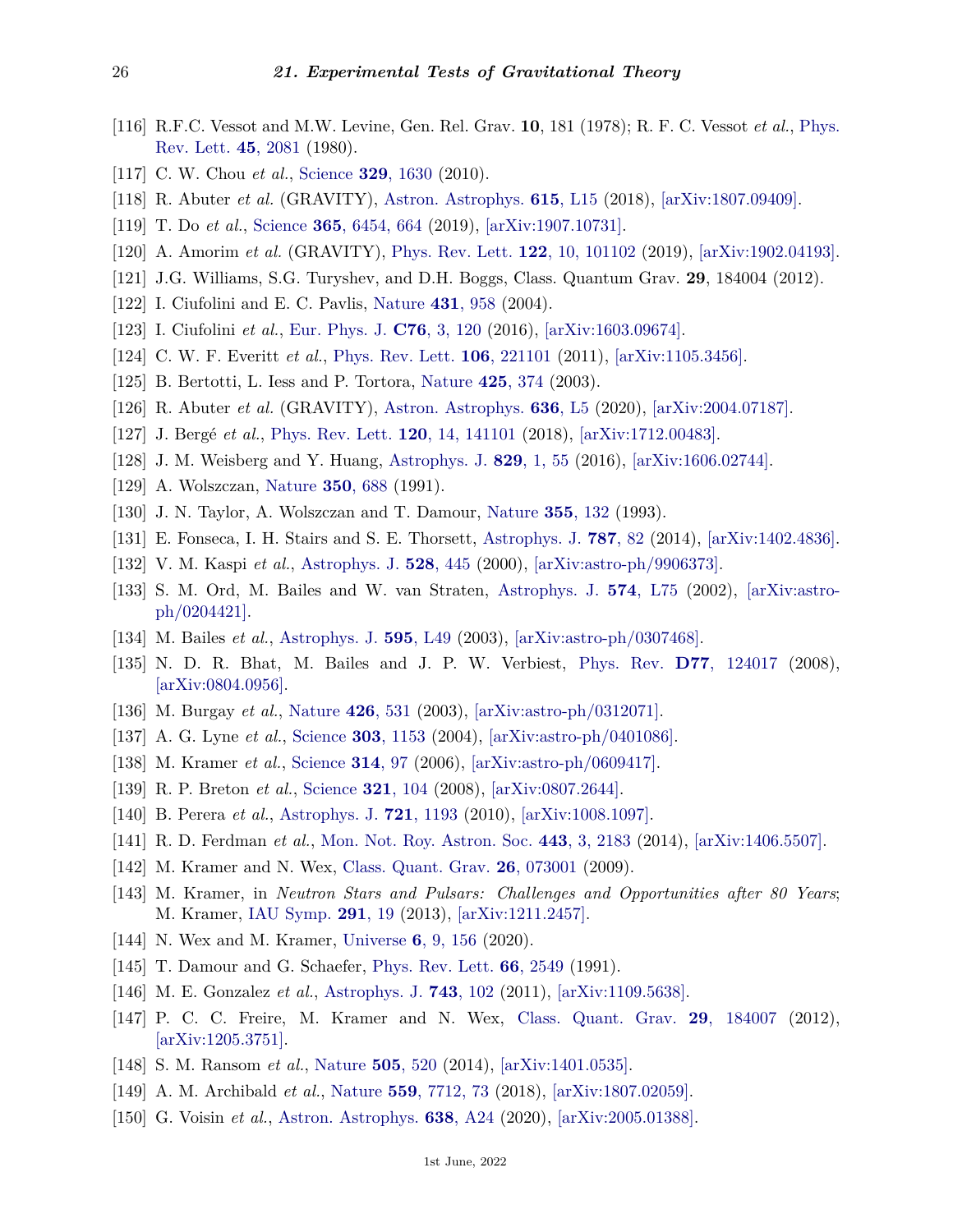[116] R.F.C. Vessot and M.W. Levine, Gen. Rel. Grav. **10**, 181 (1978); R. F. C. Vessot *et al.*, Phys. Rev. Lett. **45**, 2081 (1980).

[117] C. W. Chou *et al.*, Science **329**, 1630 (2010).

[118] R. Abuter *et al.* (GRAVITY), Astron. Astrophys. **615**, L15 (2018), [arXiv:1807.09409].

[119] T. Do *et al.*, Science **365**, 6454, 664 (2019), [arXiv:1907.10731].

[120] A. Amorim *et al.* (GRAVITY), Phys. Rev. Lett. **122**, 10, 101102 (2019), [arXiv:1902.04193].

[121] J.G. Williams, S.G. Turyshev, and D.H. Boggs, Class. Quantum Grav. **29**, 184004 (2012).

[122] I. Ciufolini and E. C. Pavlis, Nature **431**, 958 (2004).

[123] I. Ciufolini *et al.*, Eur. Phys. J. **C76**, 3, 120 (2016), [arXiv:1603.09674].

[124] C. W. F. Everitt *et al.*, Phys. Rev. Lett. **106**, 221101 (2011), [arXiv:1105.3456].

[125] B. Bertotti, L. Iess and P. Tortora, Nature **425**, 374 (2003).

[126] R. Abuter *et al.* (GRAVITY), Astron. Astrophys. **636**, L5 (2020), [arXiv:2004.07187].

[127] J. Bergé *et al.*, Phys. Rev. Lett. **120**, 14, 141101 (2018), [arXiv:1712.00483].

[128] J. M. Weisberg and Y. Huang, Astrophys. J. **829**, 1, 55 (2016), [arXiv:1606.02744].

[129] A. Wolszczan, Nature **350**, 688 (1991).

[130] J. N. Taylor, A. Wolszczan and T. Damour, Nature **355**, 132 (1993).

[131] E. Fonseca, I. H. Stairs and S. E. Thorsett, Astrophys. J. **787**, 82 (2014), [arXiv:1402.4836].

[132] V. M. Kaspi *et al.*, Astrophys. J. **528**, 445 (2000), [arXiv:astro-ph/9906373].

[133] S. M. Ord, M. Bailes and W. van Straten, Astrophys. J. **574**, L75 (2002), [arXiv:astro-ph/0204421].

[134] M. Bailes *et al.*, Astrophys. J. **595**, L49 (2003), [arXiv:astro-ph/0307468].

[135] N. D. R. Bhat, M. Bailes and J. P. W. Verbiest, Phys. Rev. **D77**, 124017 (2008), [arXiv:0804.0956].

[136] M. Burgay *et al.*, Nature **426**, 531 (2003), [arXiv:astro-ph/0312071].

[137] A. G. Lyne *et al.*, Science **303**, 1153 (2004), [arXiv:astro-ph/0401086].

[138] M. Kramer *et al.*, Science **314**, 97 (2006), [arXiv:astro-ph/0609417].

[139] R. P. Breton *et al.*, Science **321**, 104 (2008), [arXiv:0807.2644].

[140] B. Perera *et al.*, Astrophys. J. **721**, 1193 (2010), [arXiv:1008.1097].

[141] R. D. Ferdman *et al.*, Mon. Not. Roy. Astron. Soc. **443**, 3, 2183 (2014), [arXiv:1406.5507].

[142] M. Kramer and N. Wex, Class. Quant. Grav. **26**, 073001 (2009).

[143] M. Kramer, in *Neutron Stars and Pulsars: Challenges and Opportunities after 80 Years*; M. Kramer, IAU Symp. **291**, 19 (2013), [arXiv:1211.2457].

[144] N. Wex and M. Kramer, Universe **6**, 9, 156 (2020).

[145] T. Damour and G. Schaefer, Phys. Rev. Lett. **66**, 2549 (1991).

[146] M. E. Gonzalez *et al.*, Astrophys. J. **743**, 102 (2011), [arXiv:1109.5638].

[147] P. C. C. Freire, M. Kramer and N. Wex, Class. Quant. Grav. **29**, 184007 (2012), [arXiv:1205.3751].

[148] S. M. Ransom *et al.*, Nature **505**, 520 (2014), [arXiv:1401.0535].

[149] A. M. Archibald *et al.*, Nature **559**, 7712, 73 (2018), [arXiv:1807.02059].

[150] G. Voisin *et al.*, Astron. Astrophys. **638**, A24 (2020), [arXiv:2005.01388].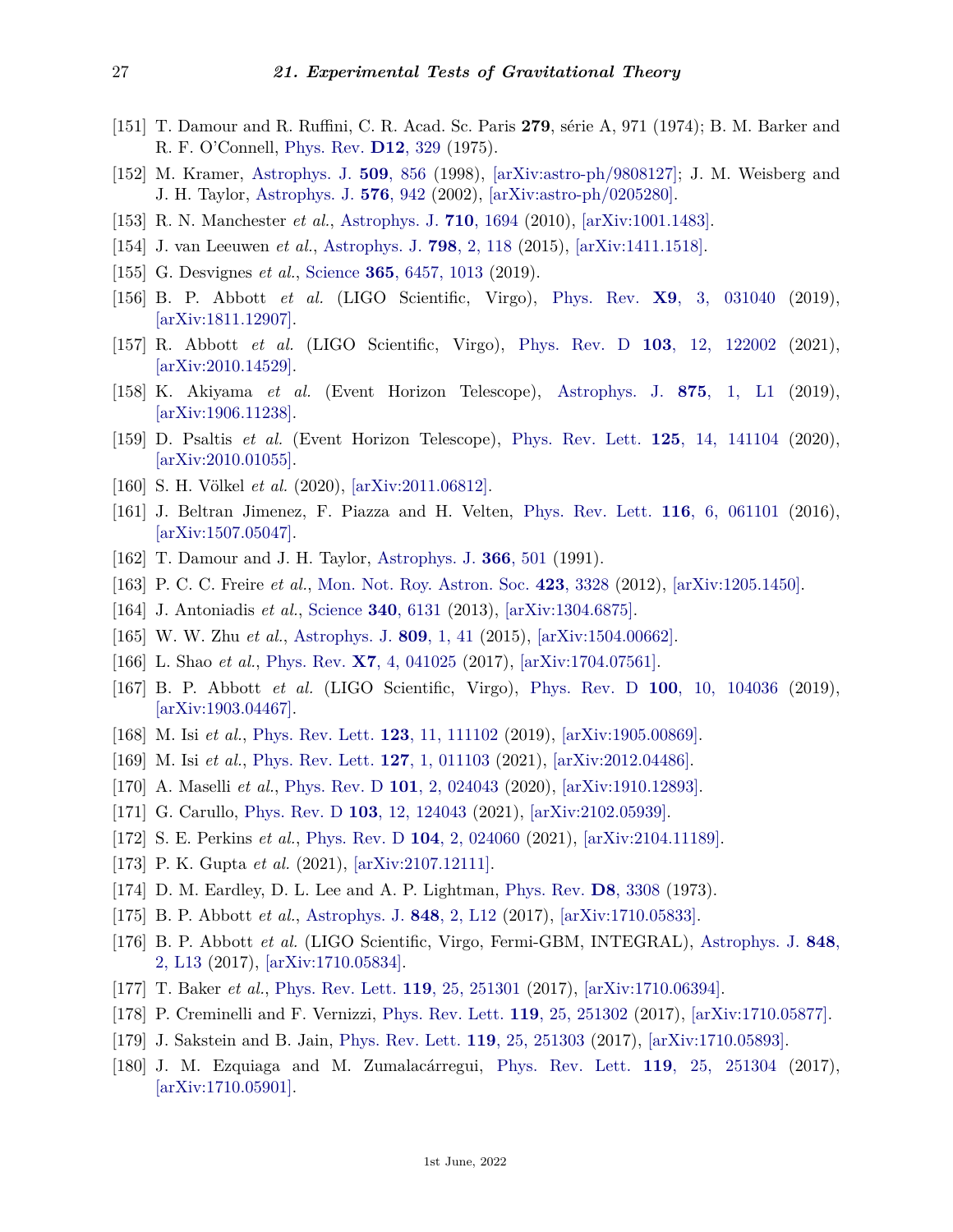[151] T. Damour and R. Ruffini, C. R. Acad. Sc. Paris **279**, série A, 971 (1974); B. M. Barker and R. F. O'Connell, Phys. Rev. **D12**, 329 (1975).

[152] M. Kramer, Astrophys. J. **509**, 856 (1998), [arXiv:astro-ph/9808127]; J. M. Weisberg and J. H. Taylor, Astrophys. J. **576**, 942 (2002), [arXiv:astro-ph/0205280].

[153] R. N. Manchester *et al.*, Astrophys. J. **710**, 1694 (2010), [arXiv:1001.1483].

[154] J. van Leeuwen *et al.*, Astrophys. J. **798**, 2, 118 (2015), [arXiv:1411.1518].

[155] G. Desvignes *et al.*, Science **365**, 6457, 1013 (2019).

[156] B. P. Abbott *et al.* (LIGO Scientific, Virgo), Phys. Rev. **X9**, 3, 031040 (2019), [arXiv:1811.12907].

[157] R. Abbott *et al.* (LIGO Scientific, Virgo), Phys. Rev. D **103**, 12, 122002 (2021), [arXiv:2010.14529].

[158] K. Akiyama *et al.* (Event Horizon Telescope), Astrophys. J. **875**, 1, L1 (2019), [arXiv:1906.11238].

[159] D. Psaltis *et al.* (Event Horizon Telescope), Phys. Rev. Lett. **125**, 14, 141104 (2020), [arXiv:2010.01055].

[160] S. H. Völkel *et al.* (2020), [arXiv:2011.06812].

[161] J. Beltran Jimenez, F. Piazza and H. Velten, Phys. Rev. Lett. **116**, 6, 061101 (2016), [arXiv:1507.05047].

[162] T. Damour and J. H. Taylor, Astrophys. J. **366**, 501 (1991).

[163] P. C. C. Freire *et al.*, Mon. Not. Roy. Astron. Soc. **423**, 3328 (2012), [arXiv:1205.1450].

[164] J. Antoniadis *et al.*, Science **340**, 6131 (2013), [arXiv:1304.6875].

[165] W. W. Zhu *et al.*, Astrophys. J. **809**, 1, 41 (2015), [arXiv:1504.00662].

[166] L. Shao *et al.*, Phys. Rev. **X7**, 4, 041025 (2017), [arXiv:1704.07561].

[167] B. P. Abbott *et al.* (LIGO Scientific, Virgo), Phys. Rev. D **100**, 10, 104036 (2019), [arXiv:1903.04467].

[168] M. Isi *et al.*, Phys. Rev. Lett. **123**, 11, 111102 (2019), [arXiv:1905.00869].

[169] M. Isi *et al.*, Phys. Rev. Lett. **127**, 1, 011103 (2021), [arXiv:2012.04486].

[170] A. Maselli *et al.*, Phys. Rev. D **101**, 2, 024043 (2020), [arXiv:1910.12893].

[171] G. Carullo, Phys. Rev. D **103**, 12, 124043 (2021), [arXiv:2102.05939].

[172] S. E. Perkins *et al.*, Phys. Rev. D **104**, 2, 024060 (2021), [arXiv:2104.11189].

[173] P. K. Gupta *et al.* (2021), [arXiv:2107.12111].

[174] D. M. Eardley, D. L. Lee and A. P. Lightman, Phys. Rev. **D8**, 3308 (1973).

[175] B. P. Abbott *et al.*, Astrophys. J. **848**, 2, L12 (2017), [arXiv:1710.05833].

[176] B. P. Abbott *et al.* (LIGO Scientific, Virgo, Fermi-GBM, INTEGRAL), Astrophys. J. **848**, 2, L13 (2017), [arXiv:1710.05834].

[177] T. Baker *et al.*, Phys. Rev. Lett. **119**, 25, 251301 (2017), [arXiv:1710.06394].

[178] P. Creminelli and F. Vernizzi, Phys. Rev. Lett. **119**, 25, 251302 (2017), [arXiv:1710.05877].

[179] J. Sakstein and B. Jain, Phys. Rev. Lett. **119**, 25, 251303 (2017), [arXiv:1710.05893].

[180] J. M. Ezquiaga and M. Zumalacárregui, Phys. Rev. Lett. **119**, 25, 251304 (2017), [arXiv:1710.05901].